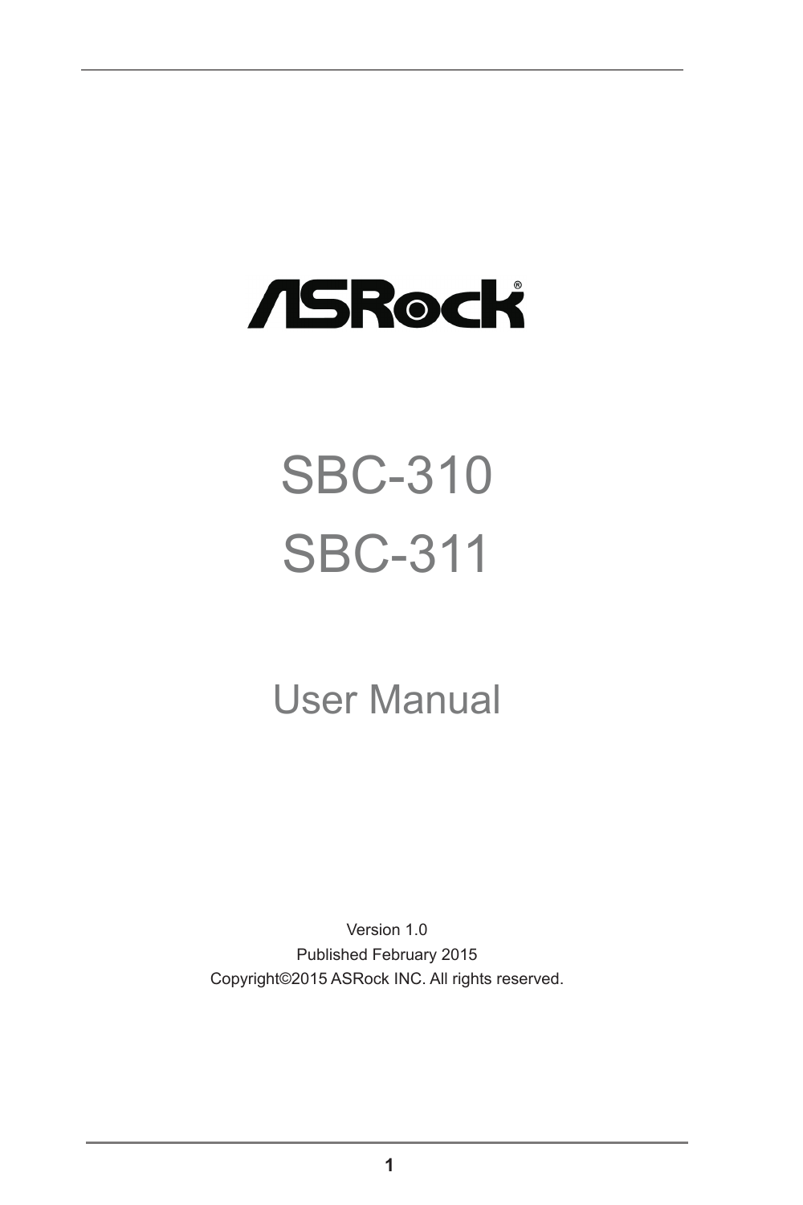ASRock

# SBC-310

# SBC-311

## User Manual

Version 1.0

Published February 2015

Copyright©2015 ASRock INC. All rights reserved.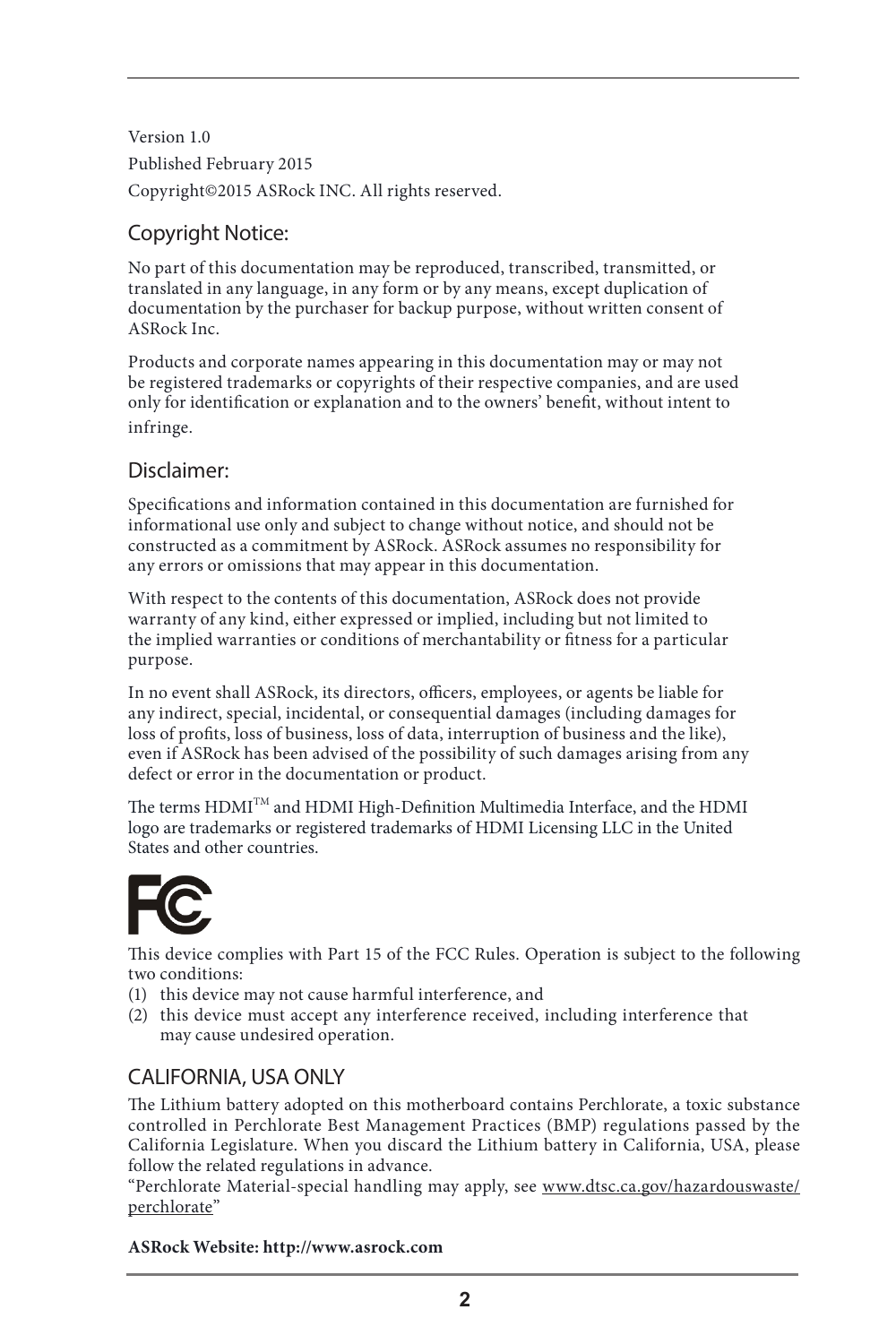Version 1.0

Published February 2015

Copyright©2015 ASRock INC. All rights reserved.

## Copyright Notice:

No part of this documentation may be reproduced, transcribed, transmitted, or translated in any language, in any form or by any means, except duplication of documentation by the purchaser for backup purpose, without written consent of ASRock Inc.

Products and corporate names appearing in this documentation may or may not be registered trademarks or copyrights of their respective companies, and are used only for identification or explanation and to the owners' benefit, without intent to infringe.

## Disclaimer:

Specifications and information contained in this documentation are furnished for informational use only and subject to change without notice, and should not be constructed as a commitment by ASRock. ASRock assumes no responsibility for any errors or omissions that may appear in this documentation.

With respect to the contents of this documentation, ASRock does not provide warranty of any kind, either expressed or implied, including but not limited to the implied warranties or conditions of merchantability or fitness for a particular purpose.

In no event shall ASRock, its directors, officers, employees, or agents be liable for any indirect, special, incidental, or consequential damages (including damages for loss of profits, loss of business, loss of data, interruption of business and the like), even if ASRock has been advised of the possibility of such damages arising from any defect or error in the documentation or product.

The terms HDMI™ and HDMI High-Definition Multimedia Interface, and the HDMI logo are trademarks or registered trademarks of HDMI Licensing LLC in the United States and other countries.

This device complies with Part 15 of the FCC Rules. Operation is subject to the following two conditions:

(1) this device may not cause harmful interference, and
(2) this device must accept any interference received, including interference that may cause undesired operation.

## CALIFORNIA, USA ONLY

The Lithium battery adopted on this motherboard contains Perchlorate, a toxic substance controlled in Perchlorate Best Management Practices (BMP) regulations passed by the California Legislature. When you discard the Lithium battery in California, USA, please follow the related regulations in advance.

"Perchlorate Material-special handling may apply, see www.dtsc.ca.gov/hazardouswaste/perchlorate"

**ASRock Website: http://www.asrock.com**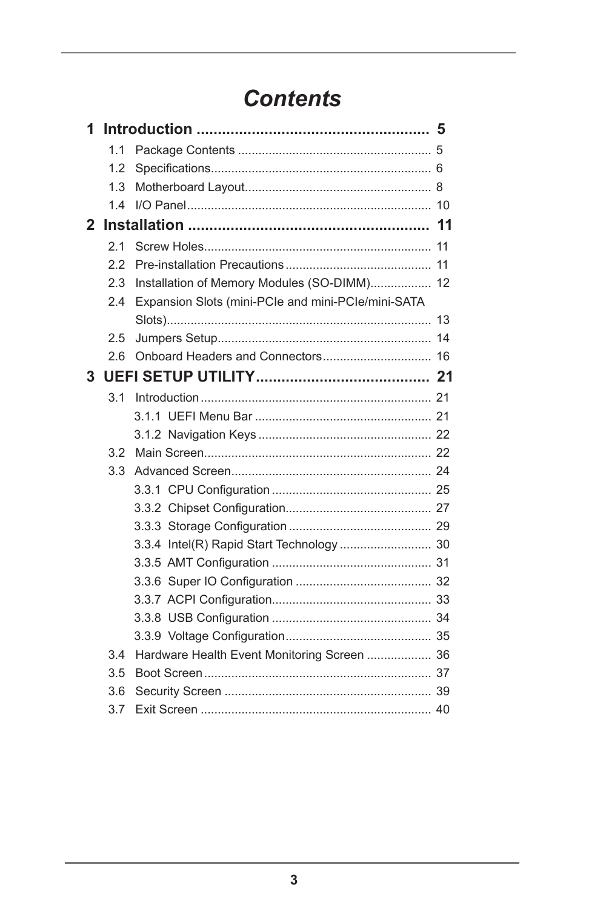# *Contents*

**1 Introduction ...................................................... 5**

- 1.1 Package Contents ......................................................... 5
- 1.2 Specifications................................................................. 6
- 1.3 Motherboard Layout....................................................... 8
- 1.4 I/O Panel........................................................................ 10

**2 Installation ......................................................... 11**

- 2.1 Screw Holes................................................................... 11
- 2.2 Pre-installation Precautions........................................... 11
- 2.3 Installation of Memory Modules (SO-DIMM).................. 12
- 2.4 Expansion Slots (mini-PCIe and mini-PCIe/mini-SATA Slots)............................................................................. 13
- 2.5 Jumpers Setup............................................................... 14
- 2.6 Onboard Headers and Connectors................................ 16

**3 UEFI SETUP UTILITY......................................... 21**

- 3.1 Introduction.................................................................... 21
  - 3.1.1 UEFI Menu Bar .................................................... 21
  - 3.1.2 Navigation Keys ................................................... 22
- 3.2 Main Screen................................................................... 22
- 3.3 Advanced Screen........................................................... 24
  - 3.3.1 CPU Configuration ............................................... 25
  - 3.3.2 Chipset Configuration........................................... 27
  - 3.3.3 Storage Configuration .......................................... 29
  - 3.3.4 Intel(R) Rapid Start Technology ........................... 30
  - 3.3.5 AMT Configuration ............................................... 31
  - 3.3.6 Super IO Configuration ........................................ 32
  - 3.3.7 ACPI Configuration............................................... 33
  - 3.3.8 USB Configuration ............................................... 34
  - 3.3.9 Voltage Configuration........................................... 35
- 3.4 Hardware Health Event Monitoring Screen ................... 36
- 3.5 Boot Screen................................................................... 37
- 3.6 Security Screen ............................................................. 39
- 3.7 Exit Screen .................................................................... 40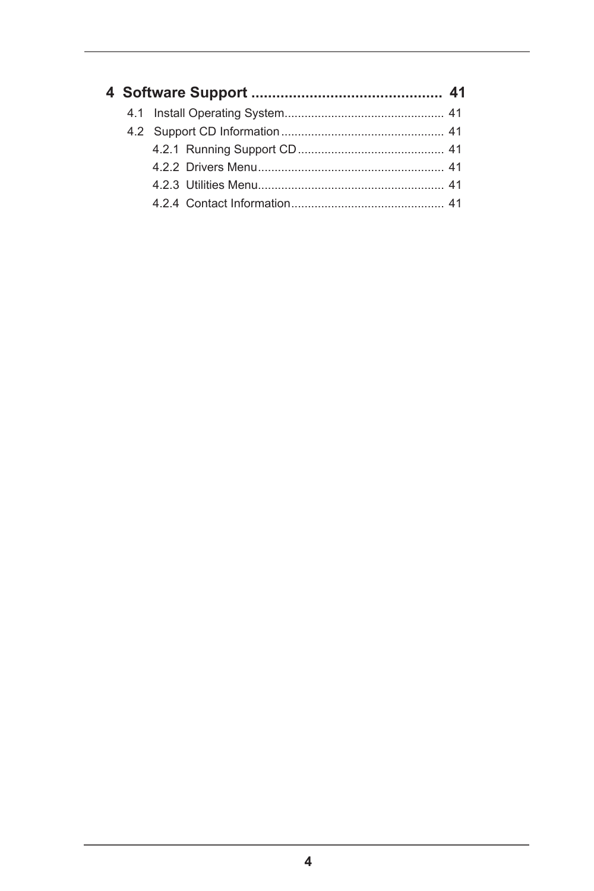**4 Software Support .............................................. 41**

4.1 Install Operating System................................................ 41

4.2 Support CD Information ................................................. 41

4.2.1 Running Support CD ............................................ 41

4.2.2 Drivers Menu........................................................ 41

4.2.3 Utilities Menu........................................................ 41

4.2.4 Contact Information.............................................. 41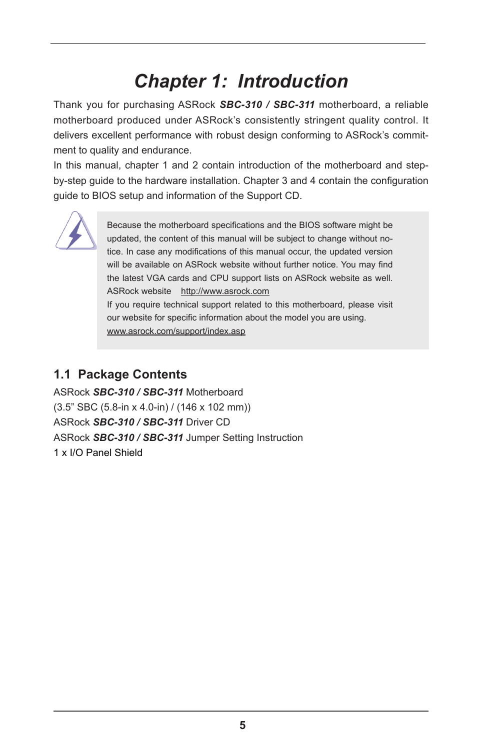# *Chapter 1: Introduction*

Thank you for purchasing ASRock ***SBC-310 / SBC-311*** motherboard, a reliable motherboard produced under ASRock's consistently stringent quality control. It delivers excellent performance with robust design conforming to ASRock's commitment to quality and endurance.

In this manual, chapter 1 and 2 contain introduction of the motherboard and step-by-step guide to the hardware installation. Chapter 3 and 4 contain the configuration guide to BIOS setup and information of the Support CD.

> Because the motherboard specifications and the BIOS software might be updated, the content of this manual will be subject to change without notice. In case any modifications of this manual occur, the updated version will be available on ASRock website without further notice. You may find the latest VGA cards and CPU support lists on ASRock website as well. ASRock website http://www.asrock.com
> If you require technical support related to this motherboard, please visit our website for specific information about the model you are using.
> www.asrock.com/support/index.asp

## 1.1 Package Contents

ASRock ***SBC-310 / SBC-311*** Motherboard
(3.5" SBC (5.8-in x 4.0-in) / (146 x 102 mm))
ASRock ***SBC-310 / SBC-311*** Driver CD
ASRock ***SBC-310 / SBC-311*** Jumper Setting Instruction
1 x I/O Panel Shield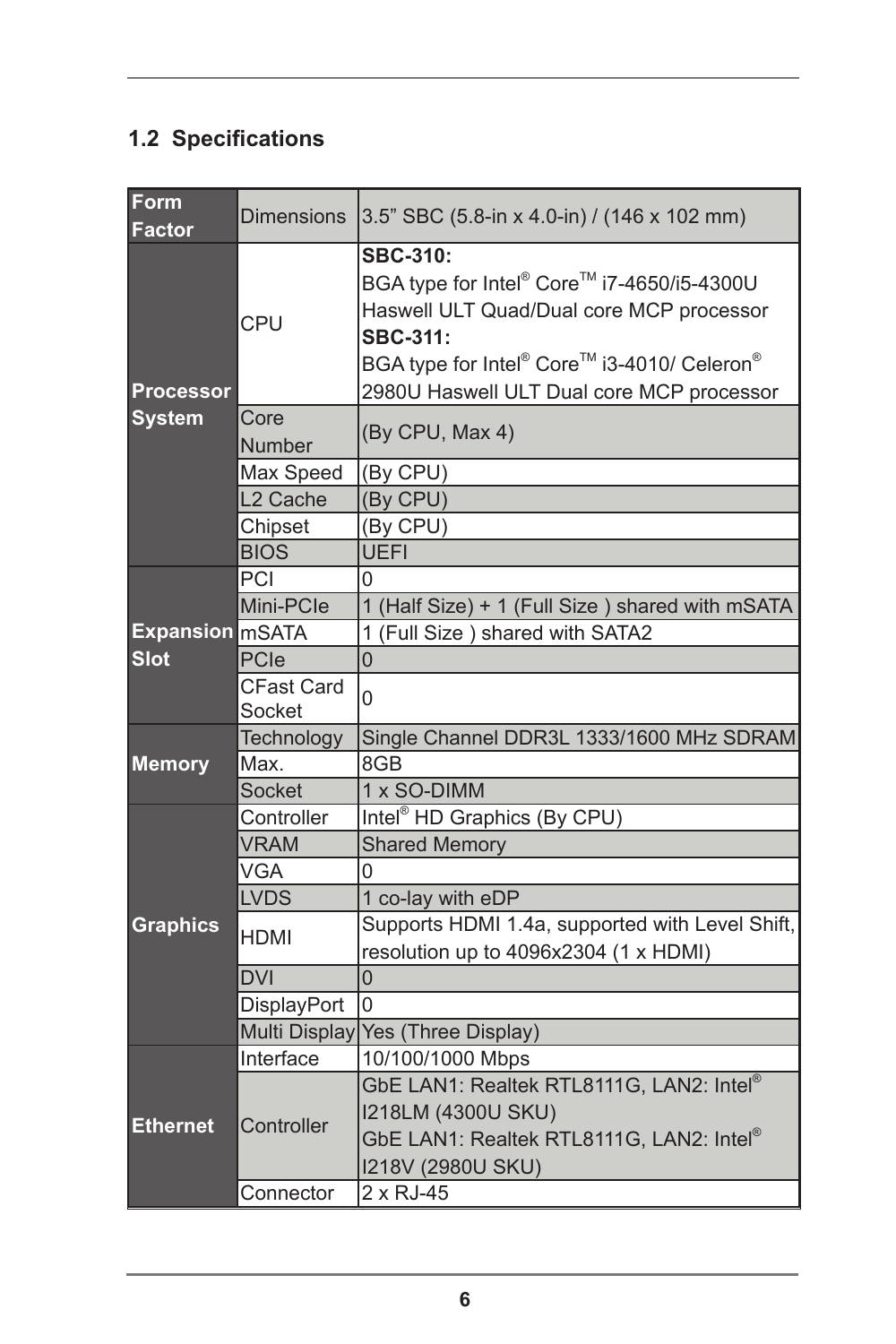## 1.2 Specifications

| | | |
|---|---|---|
| **Form Factor** | Dimensions | 3.5" SBC (5.8-in x 4.0-in) / (146 x 102 mm) |
| **Processor System** | CPU | **SBC-310:**<br>BGA type for Intel® Core™ i7-4650/i5-4300U Haswell ULT Quad/Dual core MCP processor<br>**SBC-311:**<br>BGA type for Intel® Core™ i3-4010/ Celeron® 2980U Haswell ULT Dual core MCP processor |
| | Core Number | (By CPU, Max 4) |
| | Max Speed | (By CPU) |
| | L2 Cache | (By CPU) |
| | Chipset | (By CPU) |
| | BIOS | UEFI |
| **Expansion Slot** | PCI | 0 |
| | Mini-PCIe | 1 (Half Size) + 1 (Full Size ) shared with mSATA |
| | mSATA | 1 (Full Size ) shared with SATA2 |
| | PCIe | 0 |
| | CFast Card Socket | 0 |
| **Memory** | Technology | Single Channel DDR3L 1333/1600 MHz SDRAM |
| | Max. | 8GB |
| | Socket | 1 x SO-DIMM |
| **Graphics** | Controller | Intel® HD Graphics (By CPU) |
| | VRAM | Shared Memory |
| | VGA | 0 |
| | LVDS | 1 co-lay with eDP |
| | HDMI | Supports HDMI 1.4a, supported with Level Shift, resolution up to 4096x2304 (1 x HDMI) |
| | DVI | 0 |
| | DisplayPort | 0 |
| | Multi Display | Yes (Three Display) |
| **Ethernet** | Interface | 10/100/1000 Mbps |
| | Controller | GbE LAN1: Realtek RTL8111G, LAN2: Intel® I218LM (4300U SKU)<br>GbE LAN1: Realtek RTL8111G, LAN2: Intel® I218V (2980U SKU) |
| | Connector | 2 x RJ-45 |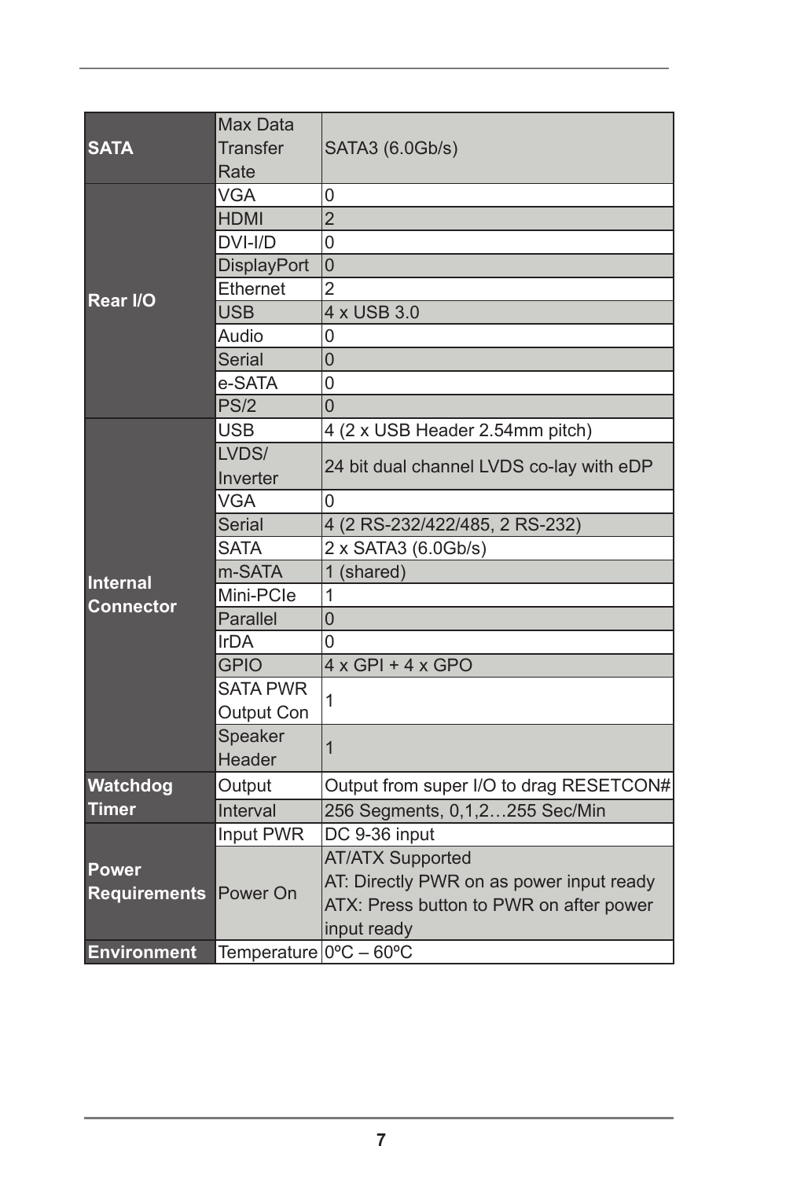| | | |
|---|---|---|
| **SATA** | Max Data Transfer Rate | SATA3 (6.0Gb/s) |
| **Rear I/O** | VGA | 0 |
| | HDMI | 2 |
| | DVI-I/D | 0 |
| | DisplayPort | 0 |
| | Ethernet | 2 |
| | USB | 4 x USB 3.0 |
| | Audio | 0 |
| | Serial | 0 |
| | e-SATA | 0 |
| | PS/2 | 0 |
| **Internal Connector** | USB | 4 (2 x USB Header 2.54mm pitch) |
| | LVDS/ Inverter | 24 bit dual channel LVDS co-lay with eDP |
| | VGA | 0 |
| | Serial | 4 (2 RS-232/422/485, 2 RS-232) |
| | SATA | 2 x SATA3 (6.0Gb/s) |
| | m-SATA | 1 (shared) |
| | Mini-PCIe | 1 |
| | Parallel | 0 |
| | IrDA | 0 |
| | GPIO | 4 x GPI + 4 x GPO |
| | SATA PWR Output Con | 1 |
| | Speaker Header | 1 |
| **Watchdog Timer** | Output | Output from super I/O to drag RESETCON# |
| | Interval | 256 Segments, 0,1,2…255 Sec/Min |
| **Power Requirements** | Input PWR | DC 9-36 input |
| | Power On | AT/ATX Supported<br>AT: Directly PWR on as power input ready<br>ATX: Press button to PWR on after power input ready |
| **Environment** | Temperature | 0ºC – 60ºC |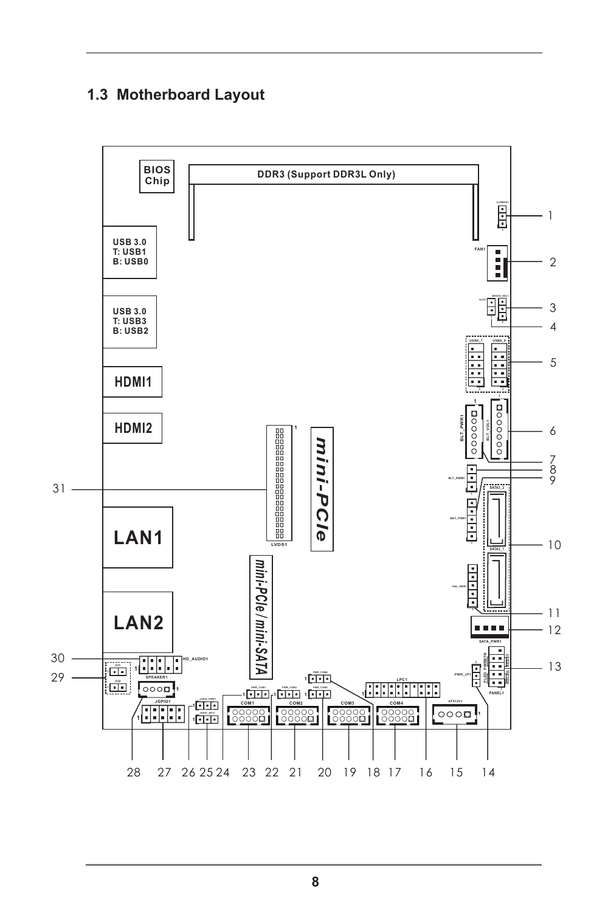## 1.3 Motherboard Layout

BIOS Chip

DDR3 (Support DDR3L Only)

USB 3.0
T: USB1
B: USB0

USB 3.0
T: USB3
B: USB2

HDMI1

HDMI2

LAN1

LAN2

mini-PCIe

mini-PCIe / mini-SATA

LVDS1

HD_AUDIO1

SPEAKER1

JGPIO1

JGPIO_PWR1

JGPIO_SET1

PWR_COM1

PWR_COM2

PWR_COM3

PWR_COM4

COM1

COM2

COM3

COM4

LPC1

ATX12V1

PWR_JP1

PANEL1

SATA_PWR1

PNL_PWR1

BKT_PWR1

BLT_PWM1

SATA3_1

SATA3_2

BLT_PWR1

BLT_VOL1

USB6_7

USB8_9

MSATA_SEL1

FAN1

CLRMOS1

CI1

CI2

1 2 3 4 5 6 7 8 9 10 11 12 13 14 15 16 17 18 19 20 21 22 23 24 25 26 27 28 29 30 31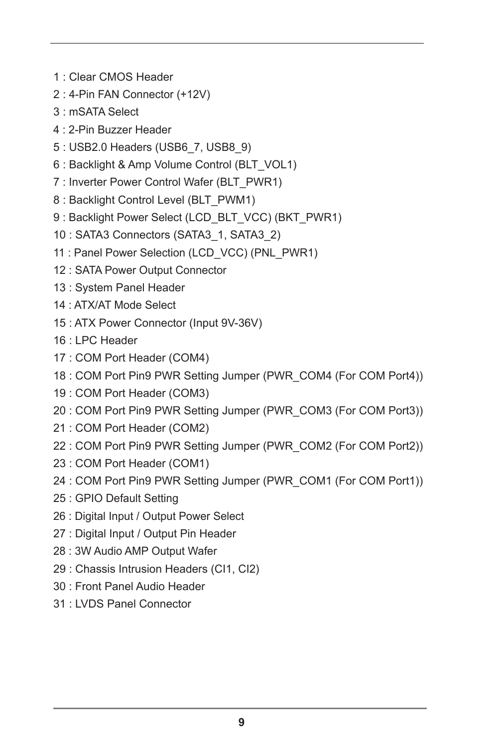1 : Clear CMOS Header
2 : 4-Pin FAN Connector (+12V)
3 : mSATA Select
4 : 2-Pin Buzzer Header
5 : USB2.0 Headers (USB6_7, USB8_9)
6 : Backlight & Amp Volume Control (BLT_VOL1)
7 : Inverter Power Control Wafer (BLT_PWR1)
8 : Backlight Control Level (BLT_PWM1)
9 : Backlight Power Select (LCD_BLT_VCC) (BKT_PWR1)
10 : SATA3 Connectors (SATA3_1, SATA3_2)
11 : Panel Power Selection (LCD_VCC) (PNL_PWR1)
12 : SATA Power Output Connector
13 : System Panel Header
14 : ATX/AT Mode Select
15 : ATX Power Connector (Input 9V-36V)
16 : LPC Header
17 : COM Port Header (COM4)
18 : COM Port Pin9 PWR Setting Jumper (PWR_COM4 (For COM Port4))
19 : COM Port Header (COM3)
20 : COM Port Pin9 PWR Setting Jumper (PWR_COM3 (For COM Port3))
21 : COM Port Header (COM2)
22 : COM Port Pin9 PWR Setting Jumper (PWR_COM2 (For COM Port2))
23 : COM Port Header (COM1)
24 : COM Port Pin9 PWR Setting Jumper (PWR_COM1 (For COM Port1))
25 : GPIO Default Setting
26 : Digital Input / Output Power Select
27 : Digital Input / Output Pin Header
28 : 3W Audio AMP Output Wafer
29 : Chassis Intrusion Headers (CI1, CI2)
30 : Front Panel Audio Header
31 : LVDS Panel Connector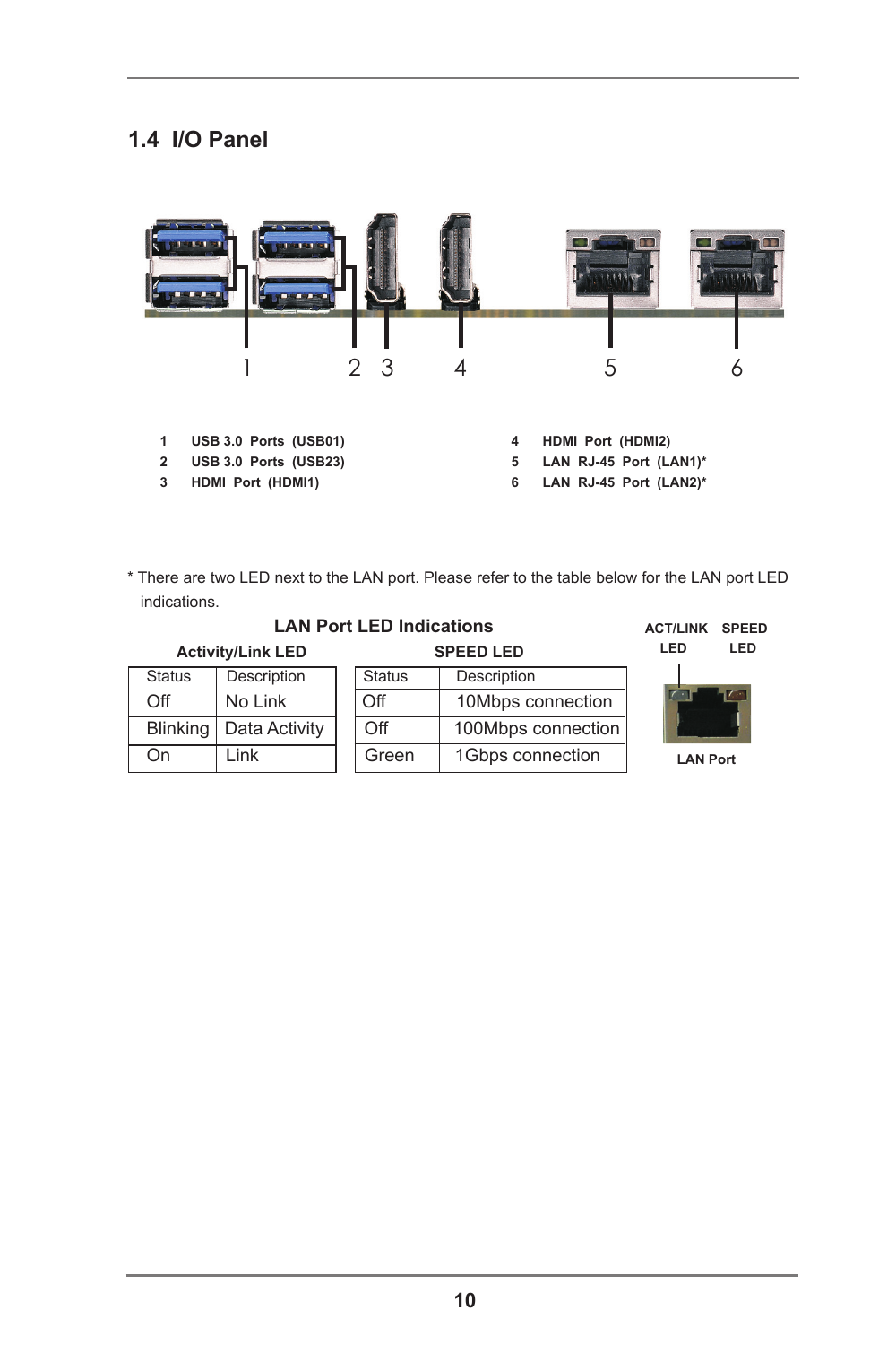## 1.4 I/O Panel

| | | | |
|---|---|---|---|
| 1 | USB 3.0 Ports (USB01) | 4 | HDMI Port (HDMI2) |
| 2 | USB 3.0 Ports (USB23) | 5 | LAN RJ-45 Port (LAN1)* |
| 3 | HDMI Port (HDMI1) | 6 | LAN RJ-45 Port (LAN2)* |

* There are two LED next to the LAN port. Please refer to the table below for the LAN port LED indications.

**LAN Port LED Indications**

**Activity/Link LED**

| Status | Description |
|---|---|
| Off | No Link |
| Blinking | Data Activity |
| On | Link |

**SPEED LED**

| Status | Description |
|---|---|
| Off | 10Mbps connection |
| Off | 100Mbps connection |
| Green | 1Gbps connection |

ACT/LINK LED &nbsp;&nbsp; SPEED LED

LAN Port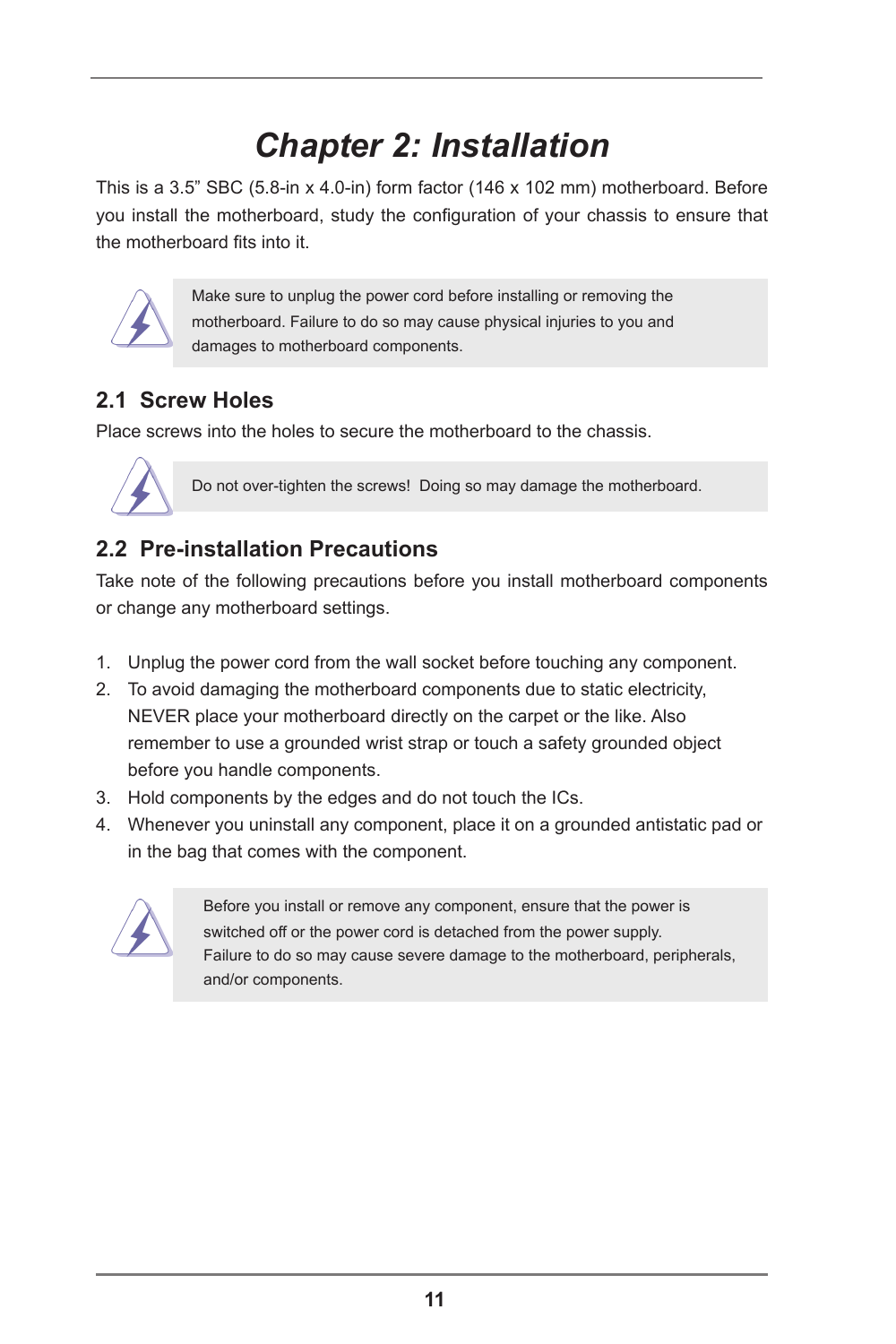# Chapter 2: Installation

This is a 3.5" SBC (5.8-in x 4.0-in) form factor (146 x 102 mm) motherboard. Before you install the motherboard, study the configuration of your chassis to ensure that the motherboard fits into it.

> Make sure to unplug the power cord before installing or removing the motherboard. Failure to do so may cause physical injuries to you and damages to motherboard components.

## 2.1 Screw Holes

Place screws into the holes to secure the motherboard to the chassis.

> Do not over-tighten the screws! Doing so may damage the motherboard.

## 2.2 Pre-installation Precautions

Take note of the following precautions before you install motherboard components or change any motherboard settings.

1. Unplug the power cord from the wall socket before touching any component.
2. To avoid damaging the motherboard components due to static electricity, NEVER place your motherboard directly on the carpet or the like. Also remember to use a grounded wrist strap or touch a safety grounded object before you handle components.
3. Hold components by the edges and do not touch the ICs.
4. Whenever you uninstall any component, place it on a grounded antistatic pad or in the bag that comes with the component.

> Before you install or remove any component, ensure that the power is switched off or the power cord is detached from the power supply. Failure to do so may cause severe damage to the motherboard, peripherals, and/or components.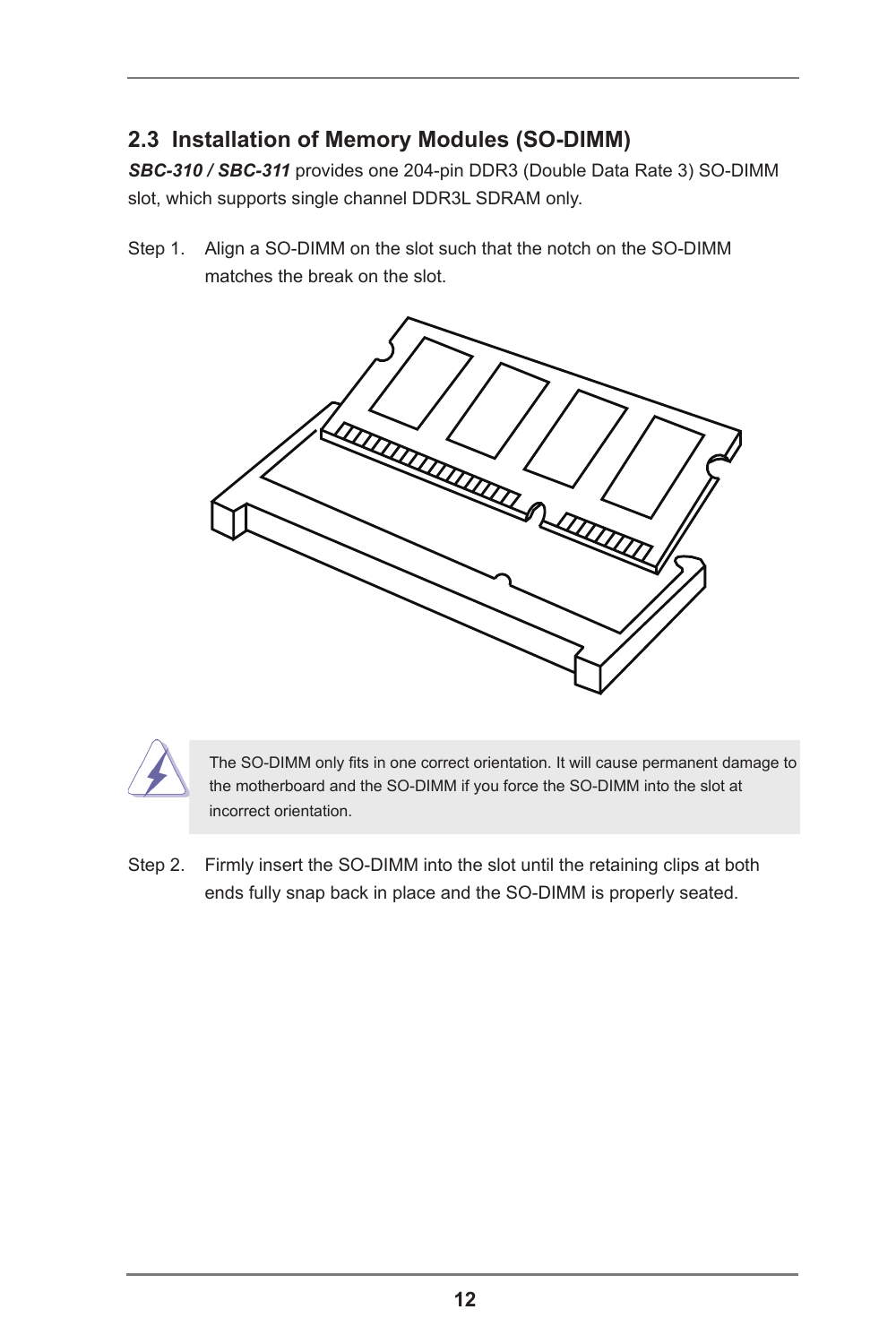## 2.3 Installation of Memory Modules (SO-DIMM)

***SBC-310 / SBC-311*** provides one 204-pin DDR3 (Double Data Rate 3) SO-DIMM slot, which supports single channel DDR3L SDRAM only.

Step 1. Align a SO-DIMM on the slot such that the notch on the SO-DIMM matches the break on the slot.

The SO-DIMM only fits in one correct orientation. It will cause permanent damage to the motherboard and the SO-DIMM if you force the SO-DIMM into the slot at incorrect orientation.

Step 2. Firmly insert the SO-DIMM into the slot until the retaining clips at both ends fully snap back in place and the SO-DIMM is properly seated.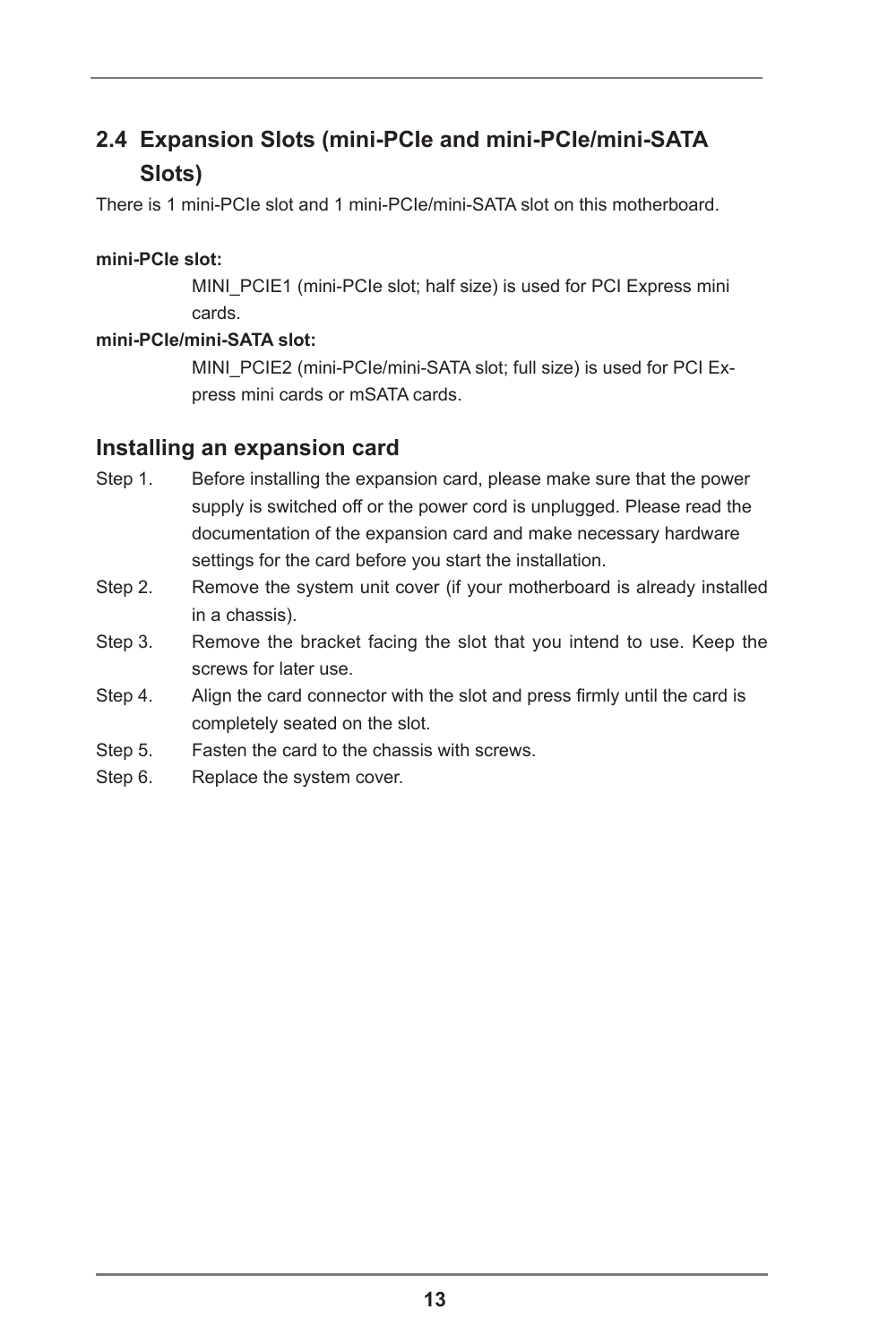## 2.4 Expansion Slots (mini-PCIe and mini-PCIe/mini-SATA Slots)

There is 1 mini-PCIe slot and 1 mini-PCIe/mini-SATA slot on this motherboard.

**mini-PCIe slot:**

MINI_PCIE1 (mini-PCIe slot; half size) is used for PCI Express mini cards.

**mini-PCIe/mini-SATA slot:**

MINI_PCIE2 (mini-PCIe/mini-SATA slot; full size) is used for PCI Express mini cards or mSATA cards.

### Installing an expansion card

Step 1. Before installing the expansion card, please make sure that the power supply is switched off or the power cord is unplugged. Please read the documentation of the expansion card and make necessary hardware settings for the card before you start the installation.

Step 2. Remove the system unit cover (if your motherboard is already installed in a chassis).

Step 3. Remove the bracket facing the slot that you intend to use. Keep the screws for later use.

Step 4. Align the card connector with the slot and press firmly until the card is completely seated on the slot.

Step 5. Fasten the card to the chassis with screws.

Step 6. Replace the system cover.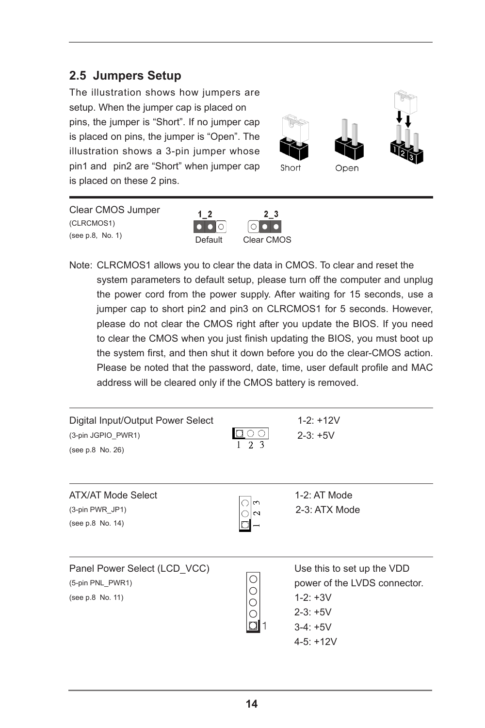## 2.5 Jumpers Setup

The illustration shows how jumpers are setup. When the jumper cap is placed on pins, the jumper is "Short". If no jumper cap is placed on pins, the jumper is "Open". The illustration shows a 3-pin jumper whose pin1 and pin2 are "Short" when jumper cap is placed on these 2 pins.

Short Open

Clear CMOS Jumper
(CLRCMOS1)
(see p.8, No. 1)

1_2 Default 2_3 Clear CMOS

Note: CLRCMOS1 allows you to clear the data in CMOS. To clear and reset the system parameters to default setup, please turn off the computer and unplug the power cord from the power supply. After waiting for 15 seconds, use a jumper cap to short pin2 and pin3 on CLRCMOS1 for 5 seconds. However, please do not clear the CMOS right after you update the BIOS. If you need to clear the CMOS when you just finish updating the BIOS, you must boot up the system first, and then shut it down before you do the clear-CMOS action. Please be noted that the password, date, time, user default profile and MAC address will be cleared only if the CMOS battery is removed.

---

Digital Input/Output Power Select
(3-pin JGPIO_PWR1)
(see p.8 No. 26)

1 2 3

1-2: +12V
2-3: +5V

---

ATX/AT Mode Select
(3-pin PWR_JP1)
(see p.8 No. 14)

1-2: AT Mode
2-3: ATX Mode

---

Panel Power Select (LCD_VCC)
(5-pin PNL_PWR1)
(see p.8 No. 11)

Use this to set up the VDD power of the LVDS connector.
1-2: +3V
2-3: +5V
3-4: +5V
4-5: +12V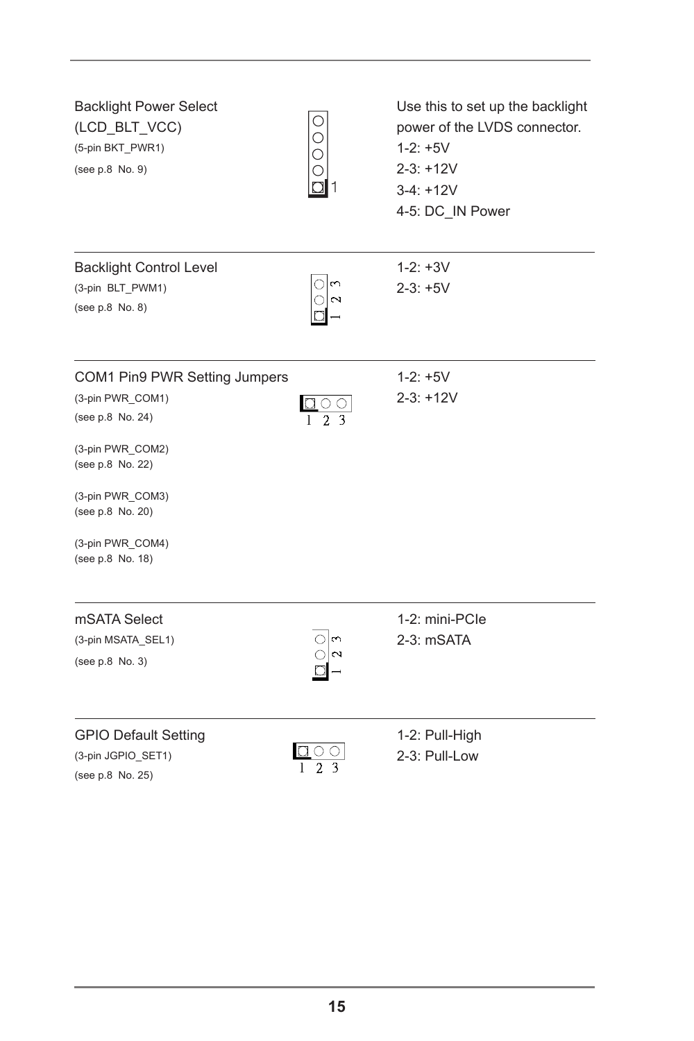Backlight Power Select (LCD_BLT_VCC)
(5-pin BKT_PWR1)
(see p.8 No. 9)

Use this to set up the backlight power of the LVDS connector.
1-2: +5V
2-3: +12V
3-4: +12V
4-5: DC_IN Power

---

Backlight Control Level
(3-pin BLT_PWM1)
(see p.8 No. 8)

1-2: +3V
2-3: +5V

---

COM1 Pin9 PWR Setting Jumpers
(3-pin PWR_COM1)
(see p.8 No. 24)

(3-pin PWR_COM2)
(see p.8 No. 22)

(3-pin PWR_COM3)
(see p.8 No. 20)

(3-pin PWR_COM4)
(see p.8 No. 18)

1-2: +5V
2-3: +12V

---

mSATA Select
(3-pin MSATA_SEL1)
(see p.8 No. 3)

1-2: mini-PCIe
2-3: mSATA

---

GPIO Default Setting
(3-pin JGPIO_SET1)
(see p.8 No. 25)

1-2: Pull-High
2-3: Pull-Low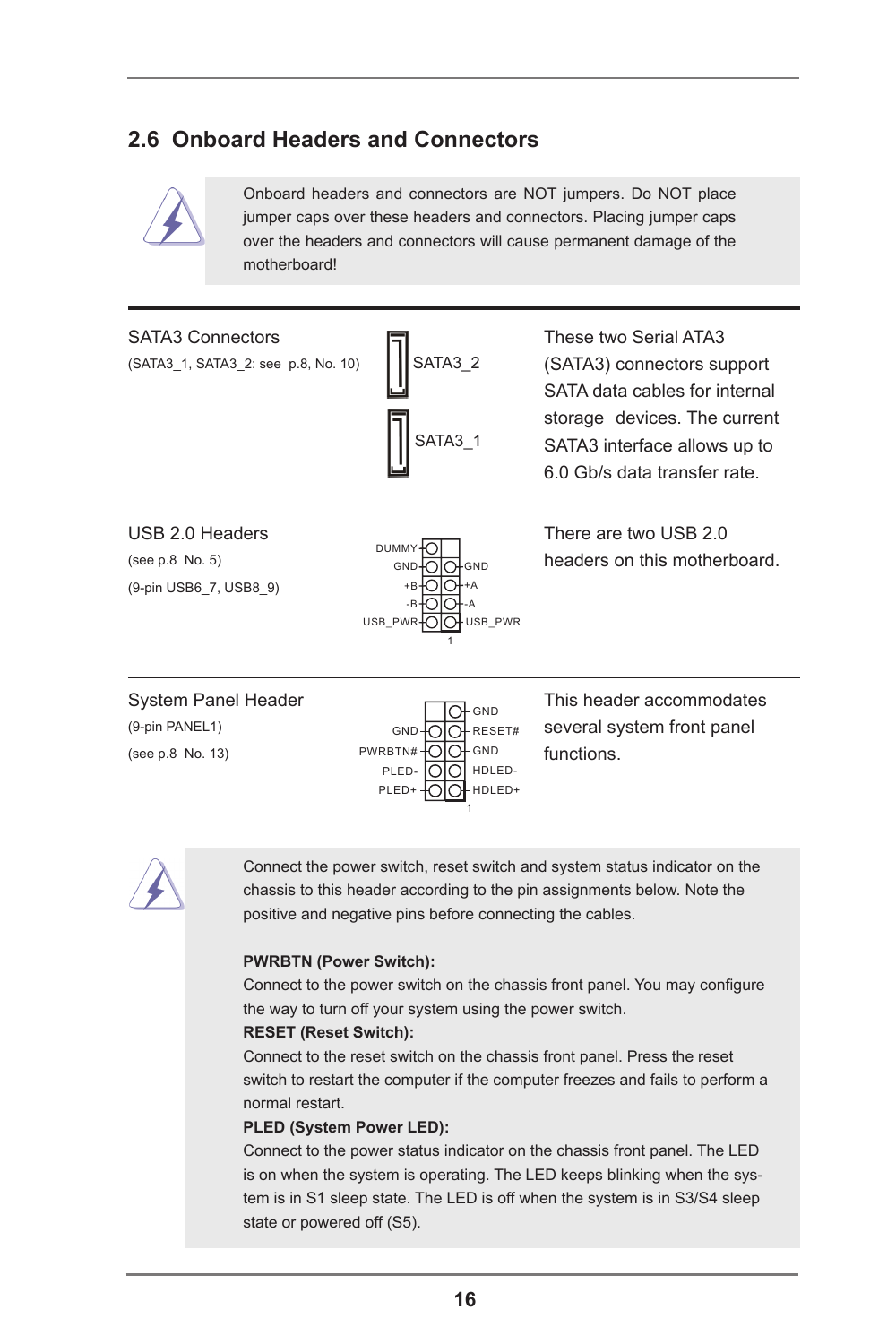## 2.6 Onboard Headers and Connectors

Onboard headers and connectors are NOT jumpers. Do NOT place jumper caps over these headers and connectors. Placing jumper caps over the headers and connectors will cause permanent damage of the motherboard!

SATA3 Connectors
(SATA3_1, SATA3_2: see p.8, No. 10)

SATA3_2

SATA3_1

These two Serial ATA3 (SATA3) connectors support SATA data cables for internal storage devices. The current SATA3 interface allows up to 6.0 Gb/s data transfer rate.

USB 2.0 Headers
(see p.8 No. 5)
(9-pin USB6_7, USB8_9)

| | |
|---|---|
| DUMMY | |
| GND | GND |
| +B | +A |
| -B | -A |
| USB_PWR | USB_PWR |

1

There are two USB 2.0 headers on this motherboard.

System Panel Header
(9-pin PANEL1)
(see p.8 No. 13)

| | |
|---|---|
| | GND |
| GND | RESET# |
| PWRBTN# | GND |
| PLED- | HDLED- |
| PLED+ | HDLED+ |

1

This header accommodates several system front panel functions.

Connect the power switch, reset switch and system status indicator on the chassis to this header according to the pin assignments below. Note the positive and negative pins before connecting the cables.

**PWRBTN (Power Switch):**
Connect to the power switch on the chassis front panel. You may configure the way to turn off your system using the power switch.

**RESET (Reset Switch):**
Connect to the reset switch on the chassis front panel. Press the reset switch to restart the computer if the computer freezes and fails to perform a normal restart.

**PLED (System Power LED):**
Connect to the power status indicator on the chassis front panel. The LED is on when the system is operating. The LED keeps blinking when the system is in S1 sleep state. The LED is off when the system is in S3/S4 sleep state or powered off (S5).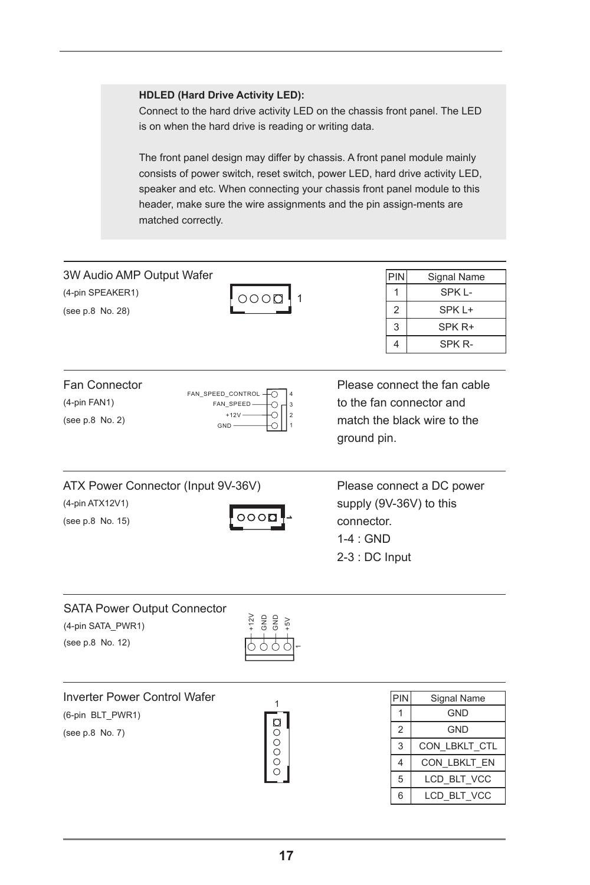**HDLED (Hard Drive Activity LED):**
Connect to the hard drive activity LED on the chassis front panel. The LED is on when the hard drive is reading or writing data.

The front panel design may differ by chassis. A front panel module mainly consists of power switch, reset switch, power LED, hard drive activity LED, speaker and etc. When connecting your chassis front panel module to this header, make sure the wire assignments and the pin assign-ments are matched correctly.

## 3W Audio AMP Output Wafer

(4-pin SPEAKER1)

(see p.8 No. 28)

| PIN | Signal Name |
|---|---|
| 1 | SPK L- |
| 2 | SPK L+ |
| 3 | SPK R+ |
| 4 | SPK R- |

## Fan Connector

(4-pin FAN1)

(see p.8 No. 2)

FAN_SPEED_CONTROL 4
FAN_SPEED 3
+12V 2
GND 1

Please connect the fan cable to the fan connector and match the black wire to the ground pin.

## ATX Power Connector (Input 9V-36V)

(4-pin ATX12V1)

(see p.8 No. 15)

Please connect a DC power supply (9V-36V) to this connector.
1-4 : GND
2-3 : DC Input

## SATA Power Output Connector

(4-pin SATA_PWR1)

(see p.8 No. 12)

+12V GND GND +5V

## Inverter Power Control Wafer

(6-pin BLT_PWR1)

(see p.8 No. 7)

| PIN | Signal Name |
|---|---|
| 1 | GND |
| 2 | GND |
| 3 | CON_LBKLT_CTL |
| 4 | CON_LBKLT_EN |
| 5 | LCD_BLT_VCC |
| 6 | LCD_BLT_VCC |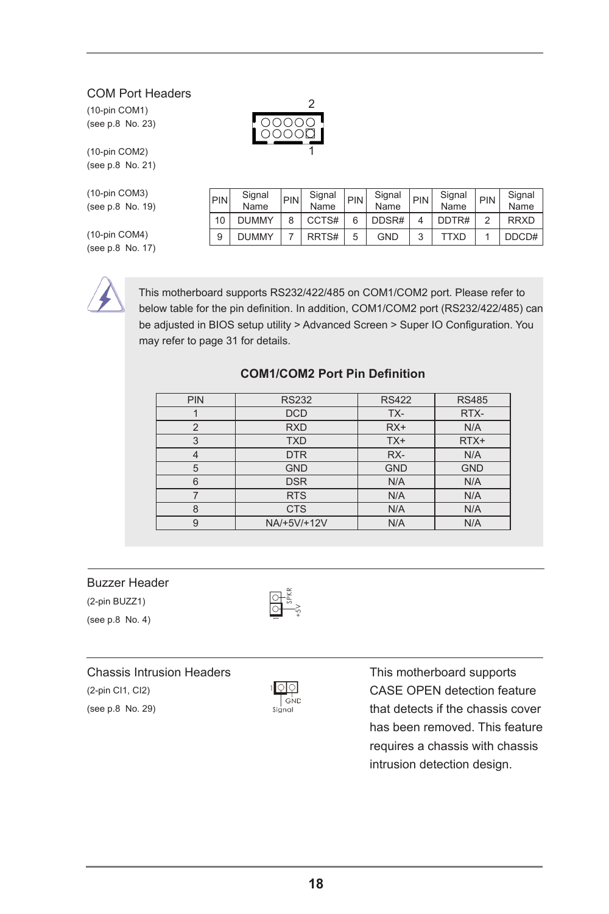## COM Port Headers

(10-pin COM1)
(see p.8 No. 23)

(10-pin COM2)
(see p.8 No. 21)

(10-pin COM3)
(see p.8 No. 19)

(10-pin COM4)
(see p.8 No. 17)

| PIN | Signal Name | PIN | Signal Name | PIN | Signal Name | PIN | Signal Name | PIN | Signal Name |
|---|---|---|---|---|---|---|---|---|---|
| 10 | DUMMY | 8 | CCTS# | 6 | DDSR# | 4 | DDTR# | 2 | RRXD |
| 9 | DUMMY | 7 | RRTS# | 5 | GND | 3 | TTXD | 1 | DDCD# |

This motherboard supports RS232/422/485 on COM1/COM2 port. Please refer to below table for the pin definition. In addition, COM1/COM2 port (RS232/422/485) can be adjusted in BIOS setup utility > Advanced Screen > Super IO Configuration. You may refer to page 31 for details.

**COM1/COM2 Port Pin Definition**

| PIN | RS232 | RS422 | RS485 |
|---|---|---|---|
| 1 | DCD | TX- | RTX- |
| 2 | RXD | RX+ | N/A |
| 3 | TXD | TX+ | RTX+ |
| 4 | DTR | RX- | N/A |
| 5 | GND | GND | GND |
| 6 | DSR | N/A | N/A |
| 7 | RTS | N/A | N/A |
| 8 | CTS | N/A | N/A |
| 9 | NA/+5V/+12V | N/A | N/A |

## Buzzer Header

(2-pin BUZZ1)

(see p.8 No. 4)

## Chassis Intrusion Headers

(2-pin CI1, CI2)

(see p.8 No. 29)

This motherboard supports CASE OPEN detection feature that detects if the chassis cover has been removed. This feature requires a chassis with chassis intrusion detection design.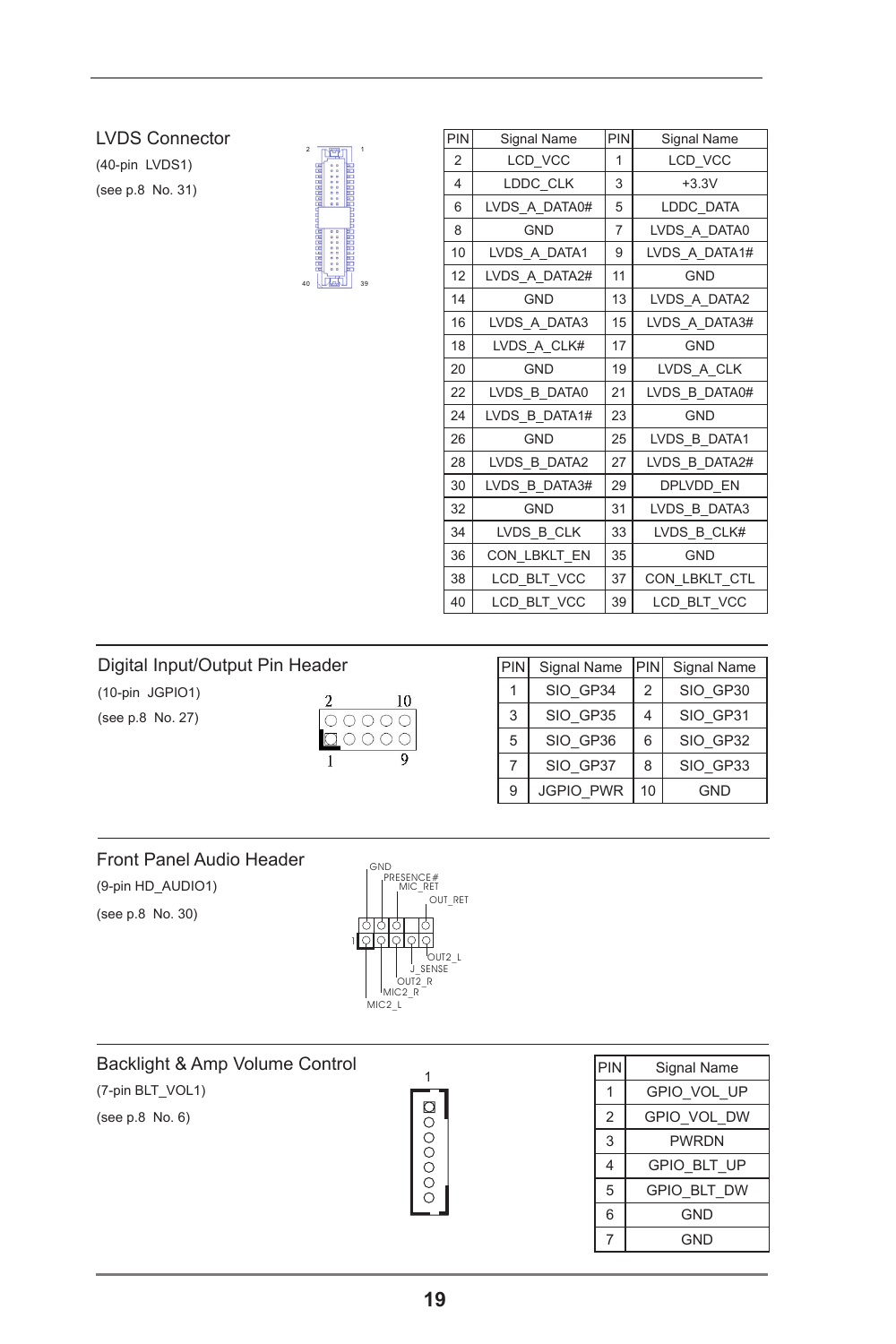## LVDS Connector

(40-pin LVDS1)

(see p.8 No. 31)

| PIN | Signal Name | PIN | Signal Name |
|---|---|---|---|
| 2 | LCD_VCC | 1 | LCD_VCC |
| 4 | LDDC_CLK | 3 | +3.3V |
| 6 | LVDS_A_DATA0# | 5 | LDDC_DATA |
| 8 | GND | 7 | LVDS_A_DATA0 |
| 10 | LVDS_A_DATA1 | 9 | LVDS_A_DATA1# |
| 12 | LVDS_A_DATA2# | 11 | GND |
| 14 | GND | 13 | LVDS_A_DATA2 |
| 16 | LVDS_A_DATA3 | 15 | LVDS_A_DATA3# |
| 18 | LVDS_A_CLK# | 17 | GND |
| 20 | GND | 19 | LVDS_A_CLK |
| 22 | LVDS_B_DATA0 | 21 | LVDS_B_DATA0# |
| 24 | LVDS_B_DATA1# | 23 | GND |
| 26 | GND | 25 | LVDS_B_DATA1 |
| 28 | LVDS_B_DATA2 | 27 | LVDS_B_DATA2# |
| 30 | LVDS_B_DATA3# | 29 | DPLVDD_EN |
| 32 | GND | 31 | LVDS_B_DATA3 |
| 34 | LVDS_B_CLK | 33 | LVDS_B_CLK# |
| 36 | CON_LBKLT_EN | 35 | GND |
| 38 | LCD_BLT_VCC | 37 | CON_LBKLT_CTL |
| 40 | LCD_BLT_VCC | 39 | LCD_BLT_VCC |

## Digital Input/Output Pin Header

(10-pin JGPIO1)

(see p.8 No. 27)

| PIN | Signal Name | PIN | Signal Name |
|---|---|---|---|
| 1 | SIO_GP34 | 2 | SIO_GP30 |
| 3 | SIO_GP35 | 4 | SIO_GP31 |
| 5 | SIO_GP36 | 6 | SIO_GP32 |
| 7 | SIO_GP37 | 8 | SIO_GP33 |
| 9 | JGPIO_PWR | 10 | GND |

## Front Panel Audio Header

(9-pin HD_AUDIO1)

(see p.8 No. 30)

GND, PRESENCE#, MIC_RET, OUT_RET, OUT2_L, J_SENSE, OUT2_R, MIC2_R, MIC2_L

## Backlight & Amp Volume Control

(7-pin BLT_VOL1)

(see p.8 No. 6)

| PIN | Signal Name |
|---|---|
| 1 | GPIO_VOL_UP |
| 2 | GPIO_VOL_DW |
| 3 | PWRDN |
| 4 | GPIO_BLT_UP |
| 5 | GPIO_BLT_DW |
| 6 | GND |
| 7 | GND |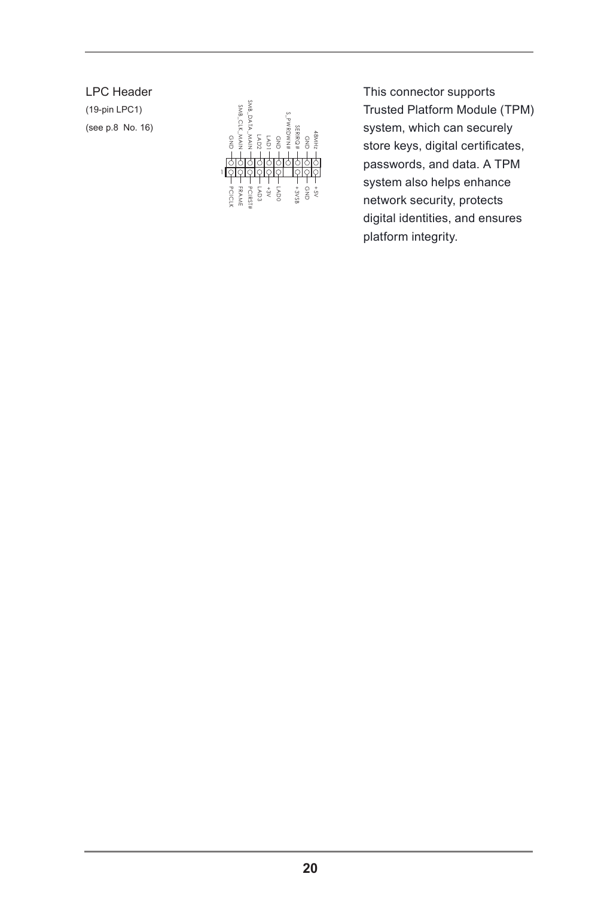### LPC Header

(19-pin LPC1)

(see p.8 No. 16)

| Top row | GND | SMB_CLK_MAIN | SMB_DATA_MAIN | LAD2 | LAD1 | GND | S_PWRDWN# | SERIRQ# | GND | 48MHz |
| --- | --- | --- | --- | --- | --- | --- | --- | --- | --- | --- |
| Bottom row (pin 1) | PCICLK | FRAME | PCIRST# | LAD3 | +3V | LAD0 | | +3VSB | GND | +5V |

This connector supports Trusted Platform Module (TPM) system, which can securely store keys, digital certificates, passwords, and data. A TPM system also helps enhance network security, protects digital identities, and ensures platform integrity.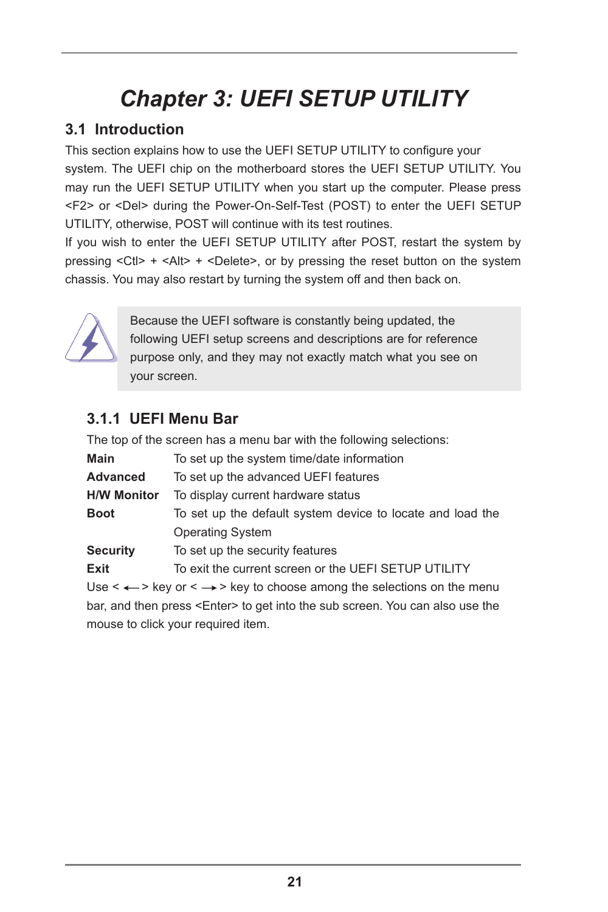# Chapter 3: UEFI SETUP UTILITY

## 3.1 Introduction

This section explains how to use the UEFI SETUP UTILITY to configure your system. The UEFI chip on the motherboard stores the UEFI SETUP UTILITY. You may run the UEFI SETUP UTILITY when you start up the computer. Please press <F2> or <Del> during the Power-On-Self-Test (POST) to enter the UEFI SETUP UTILITY, otherwise, POST will continue with its test routines.

If you wish to enter the UEFI SETUP UTILITY after POST, restart the system by pressing <Ctl> + <Alt> + <Delete>, or by pressing the reset button on the system chassis. You may also restart by turning the system off and then back on.

> Because the UEFI software is constantly being updated, the following UEFI setup screens and descriptions are for reference purpose only, and they may not exactly match what you see on your screen.

### 3.1.1 UEFI Menu Bar

The top of the screen has a menu bar with the following selections:

| | |
|---|---|
| **Main** | To set up the system time/date information |
| **Advanced** | To set up the advanced UEFI features |
| **H/W Monitor** | To display current hardware status |
| **Boot** | To set up the default system device to locate and load the Operating System |
| **Security** | To set up the security features |
| **Exit** | To exit the current screen or the UEFI SETUP UTILITY |

Use < ← > key or < → > key to choose among the selections on the menu bar, and then press <Enter> to get into the sub screen. You can also use the mouse to click your required item.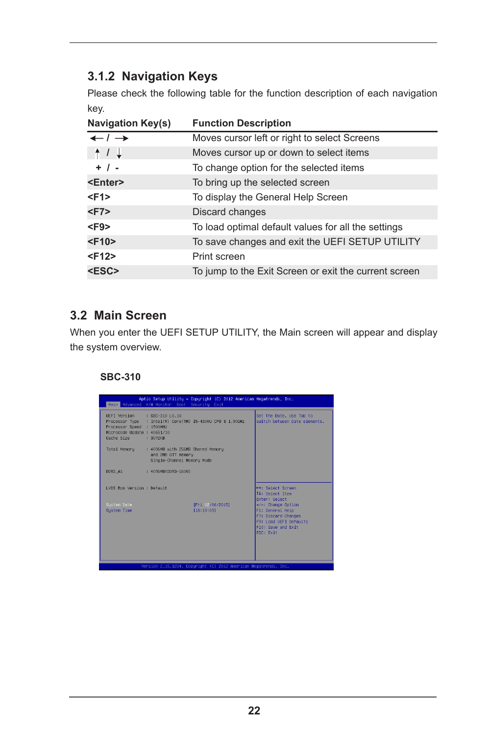### 3.1.2 Navigation Keys

Please check the following table for the function description of each navigation key.

| Navigation Key(s) | Function Description |
|---|---|
| ← / → | Moves cursor left or right to select Screens |
| ↑ / ↓ | Moves cursor up or down to select items |
| + / - | To change option for the selected items |
| **<Enter>** | To bring up the selected screen |
| **<F1>** | To display the General Help Screen |
| **<F7>** | Discard changes |
| **<F9>** | To load optimal default values for all the settings |
| **<F10>** | To save changes and exit the UEFI SETUP UTILITY |
| **<F12>** | Print screen |
| **<ESC>** | To jump to the Exit Screen or exit the current screen |

## 3.2 Main Screen

When you enter the UEFI SETUP UTILITY, the Main screen will appear and display the system overview.

**SBC-310**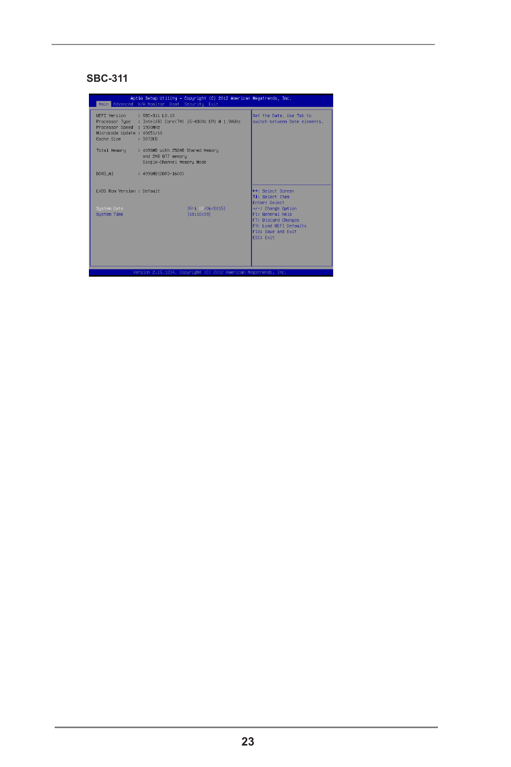## SBC-311

```
                 Aptio Setup Utility - Copyright (C) 2012 American Megatrends, Inc.
   Main  Advanced  H/W Monitor  Boot  Security  Exit

   UEFI Version      : SBC-311 L0.10                          Set the Date. Use Tab to
   Processor Type    : Intel(R) Core(TM) i5-4300U CPU @ 1.90GHz  switch between Date elements.
   Processor Speed   : 1900MHz
   Microcode Update  : 40651/10
   Cache Size        : 3072KB

   Total Memory      : 4096MB with 256MB Shared Memory
                       and 2MB GTT memory
                       Single-Channel Memory Mode

   DDR3_A1           : 4096MB(DDR3-1600)

   LVDS Rom Version : Default                                 ↔: Select Screen
                                                              ↑↓: Select Item
                                                              Enter: Select
   System Date                      [Fri 03/06/2015]          +/-: Change Option
   System Time                      [18:10:09]                F1: General Help
                                                              F7: Discard Changes
                                                              F9: Load UEFI Defaults
                                                              F10: Save and Exit
                                                              ESC: Exit

             Version 2.15.1234. Copyright (C) 2012 American Megatrends, Inc.
```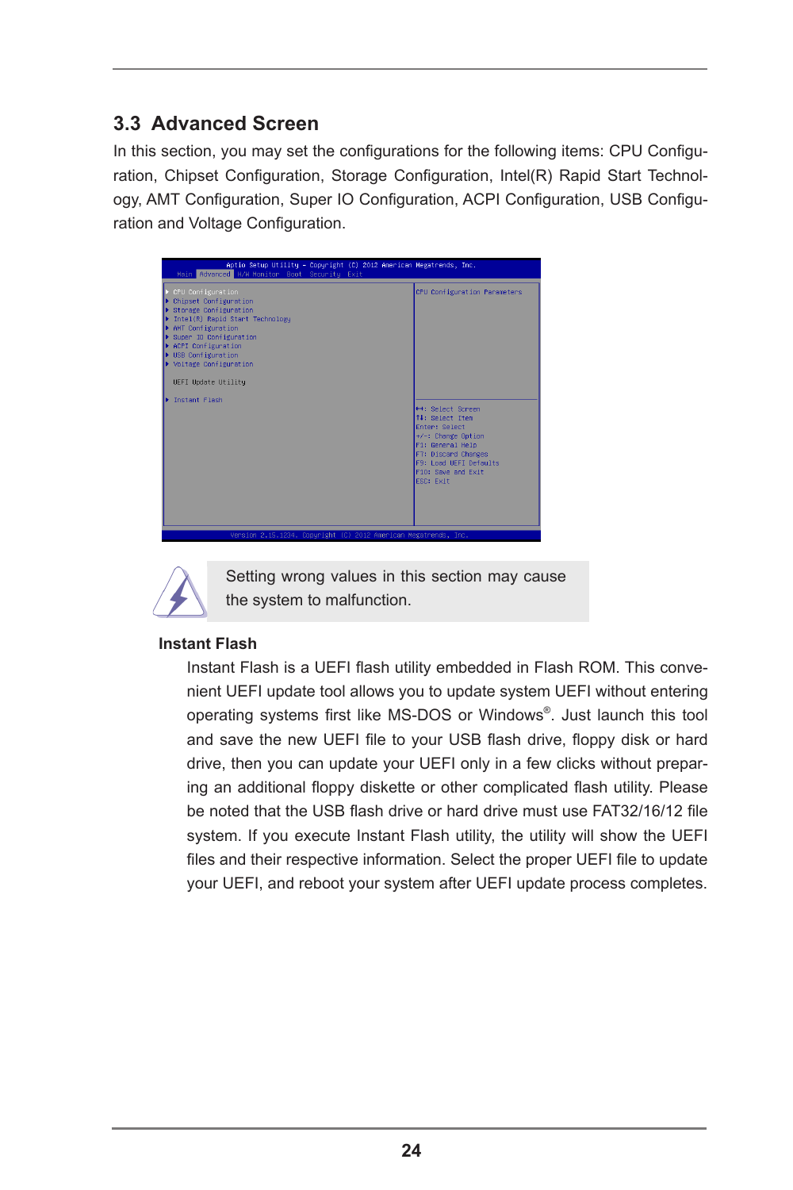## 3.3 Advanced Screen

In this section, you may set the configurations for the following items: CPU Configuration, Chipset Configuration, Storage Configuration, Intel(R) Rapid Start Technology, AMT Configuration, Super IO Configuration, ACPI Configuration, USB Configuration and Voltage Configuration.

```
Aptio Setup Utility - Copyright (C) 2012 American Megatrends, Inc.
  Main  Advanced  H/W Monitor  Boot  Security  Exit

▶ CPU Configuration                         CPU Configuration Parameters
▶ Chipset Configuration
▶ Storage Configuration
▶ Intel(R) Rapid Start Technology
▶ AMT Configuration
▶ Super IO Configuration
▶ ACPI Configuration
▶ USB Configuration
▶ Voltage Configuration

  UEFI Update Utility

▶ Instant Flash
                                            ↔: Select Screen
                                            ↑↓: Select Item
                                            Enter: Select
                                            +/-: Change Option
                                            F1: General Help
                                            F7: Discard Changes
                                            F9: Load UEFI Defaults
                                            F10: Save and Exit
                                            ESC: Exit

Version 2.15.1234. Copyright (C) 2012 American Megatrends, Inc.
```

Setting wrong values in this section may cause the system to malfunction.

**Instant Flash**

Instant Flash is a UEFI flash utility embedded in Flash ROM. This convenient UEFI update tool allows you to update system UEFI without entering operating systems first like MS-DOS or Windows®. Just launch this tool and save the new UEFI file to your USB flash drive, floppy disk or hard drive, then you can update your UEFI only in a few clicks without preparing an additional floppy diskette or other complicated flash utility. Please be noted that the USB flash drive or hard drive must use FAT32/16/12 file system. If you execute Instant Flash utility, the utility will show the UEFI files and their respective information. Select the proper UEFI file to update your UEFI, and reboot your system after UEFI update process completes.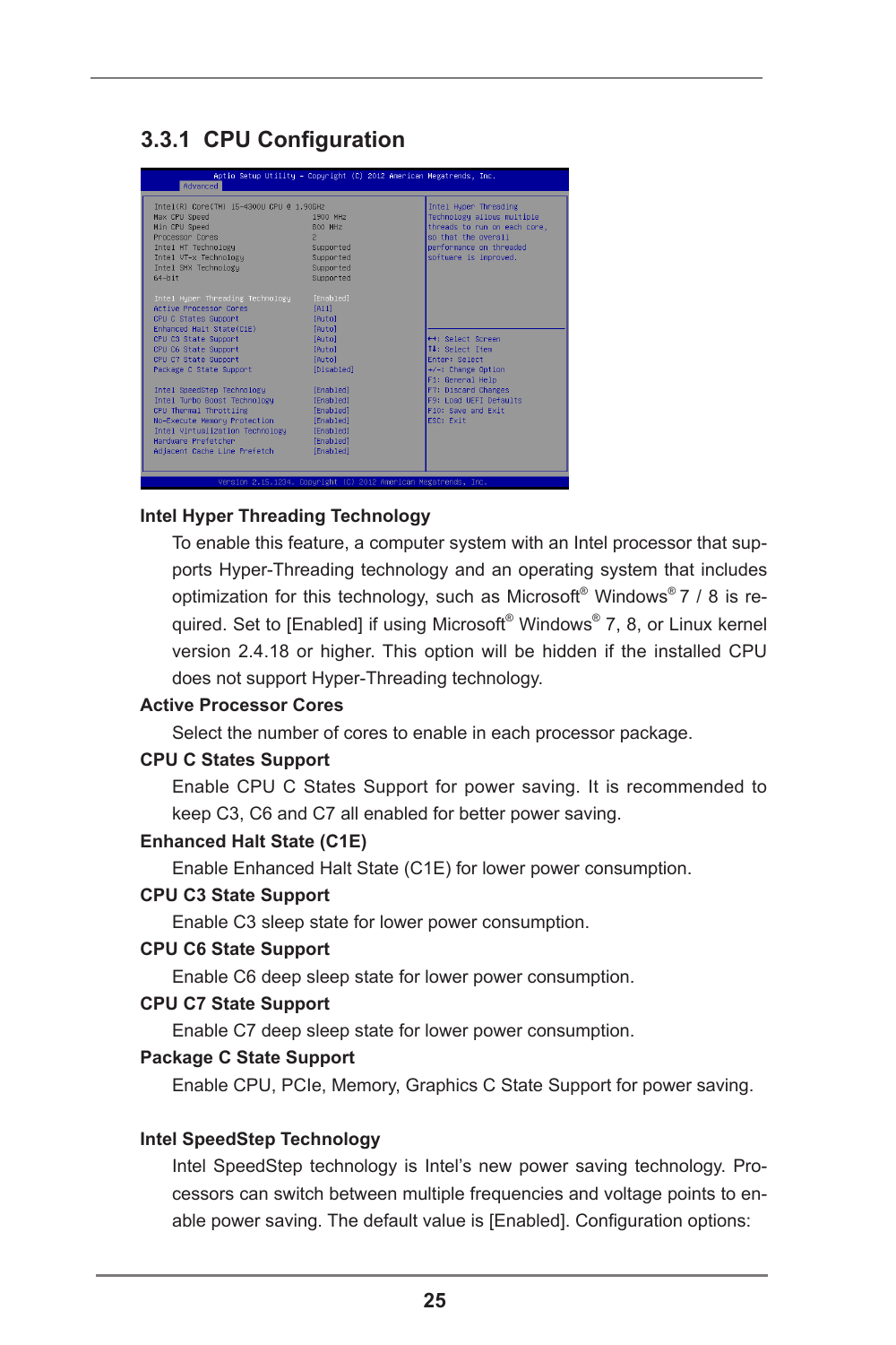## 3.3.1 CPU Configuration

```
Aptio Setup Utility - Copyright (C) 2012 American Megatrends, Inc.
Advanced

Intel(R) Core(TM) i5-4300U CPU @ 1.90GHZ
Max CPU Speed                      1900 MHz
Min CPU Speed                      800 MHz
Processor Cores                    2
Intel HT Technology                Supported
Intel VT-x Technology              Supported
Intel SMX Technology               Supported
64-bit                             Supported

Intel Hyper Threading Technology   [Enabled]
Active Processor Cores             [All]
CPU C States Support               [Auto]
Enhanced Halt State(C1E)           [Auto]
CPU C3 State Support               [Auto]
CPU C6 State Support               [Auto]
CPU C7 State Support               [Auto]
Package C State Support            [Disabled]

Intel SpeedStep Technology         [Enabled]
Intel Turbo Boost Technology       [Enabled]
CPU Thermal Throttling             [Enabled]
No-Execute Memory Protection       [Enabled]
Intel Virtualization Technology    [Enabled]
Hardware Prefetcher                [Enabled]
Adjacent Cache Line Prefetch       [Enabled]

Intel Hyper Threading Technology allows multiple threads to run on each core,
so that the overall performance on threaded software is improved.

←→: Select Screen
↑↓: Select Item
Enter: Select
+/-: Change Option
F1: General Help
F7: Discard Changes
F9: Load UEFI Defaults
F10: Save and Exit
ESC: Exit

Version 2.15.1234. Copyright (C) 2012 American Megatrends, Inc.
```

**Intel Hyper Threading Technology**

To enable this feature, a computer system with an Intel processor that supports Hyper-Threading technology and an operating system that includes optimization for this technology, such as Microsoft® Windows® 7 / 8 is required. Set to [Enabled] if using Microsoft® Windows® 7, 8, or Linux kernel version 2.4.18 or higher. This option will be hidden if the installed CPU does not support Hyper-Threading technology.

**Active Processor Cores**

Select the number of cores to enable in each processor package.

**CPU C States Support**

Enable CPU C States Support for power saving. It is recommended to keep C3, C6 and C7 all enabled for better power saving.

**Enhanced Halt State (C1E)**

Enable Enhanced Halt State (C1E) for lower power consumption.

**CPU C3 State Support**

Enable C3 sleep state for lower power consumption.

**CPU C6 State Support**

Enable C6 deep sleep state for lower power consumption.

**CPU C7 State Support**

Enable C7 deep sleep state for lower power consumption.

**Package C State Support**

Enable CPU, PCIe, Memory, Graphics C State Support for power saving.

**Intel SpeedStep Technology**

Intel SpeedStep technology is Intel's new power saving technology. Processors can switch between multiple frequencies and voltage points to enable power saving. The default value is [Enabled]. Configuration options: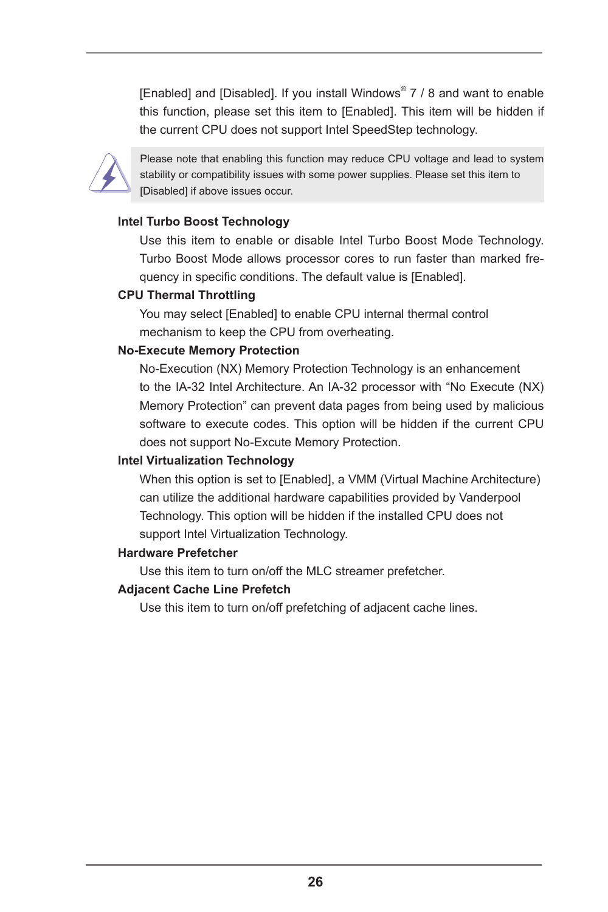[Enabled] and [Disabled]. If you install Windows® 7 / 8 and want to enable this function, please set this item to [Enabled]. This item will be hidden if the current CPU does not support Intel SpeedStep technology.

> Please note that enabling this function may reduce CPU voltage and lead to system stability or compatibility issues with some power supplies. Please set this item to [Disabled] if above issues occur.

**Intel Turbo Boost Technology**

Use this item to enable or disable Intel Turbo Boost Mode Technology. Turbo Boost Mode allows processor cores to run faster than marked frequency in specific conditions. The default value is [Enabled].

**CPU Thermal Throttling**

You may select [Enabled] to enable CPU internal thermal control mechanism to keep the CPU from overheating.

**No-Execute Memory Protection**

No-Execution (NX) Memory Protection Technology is an enhancement to the IA-32 Intel Architecture. An IA-32 processor with "No Execute (NX) Memory Protection" can prevent data pages from being used by malicious software to execute codes. This option will be hidden if the current CPU does not support No-Excute Memory Protection.

**Intel Virtualization Technology**

When this option is set to [Enabled], a VMM (Virtual Machine Architecture) can utilize the additional hardware capabilities provided by Vanderpool Technology. This option will be hidden if the installed CPU does not support Intel Virtualization Technology.

**Hardware Prefetcher**

Use this item to turn on/off the MLC streamer prefetcher.

**Adjacent Cache Line Prefetch**

Use this item to turn on/off prefetching of adjacent cache lines.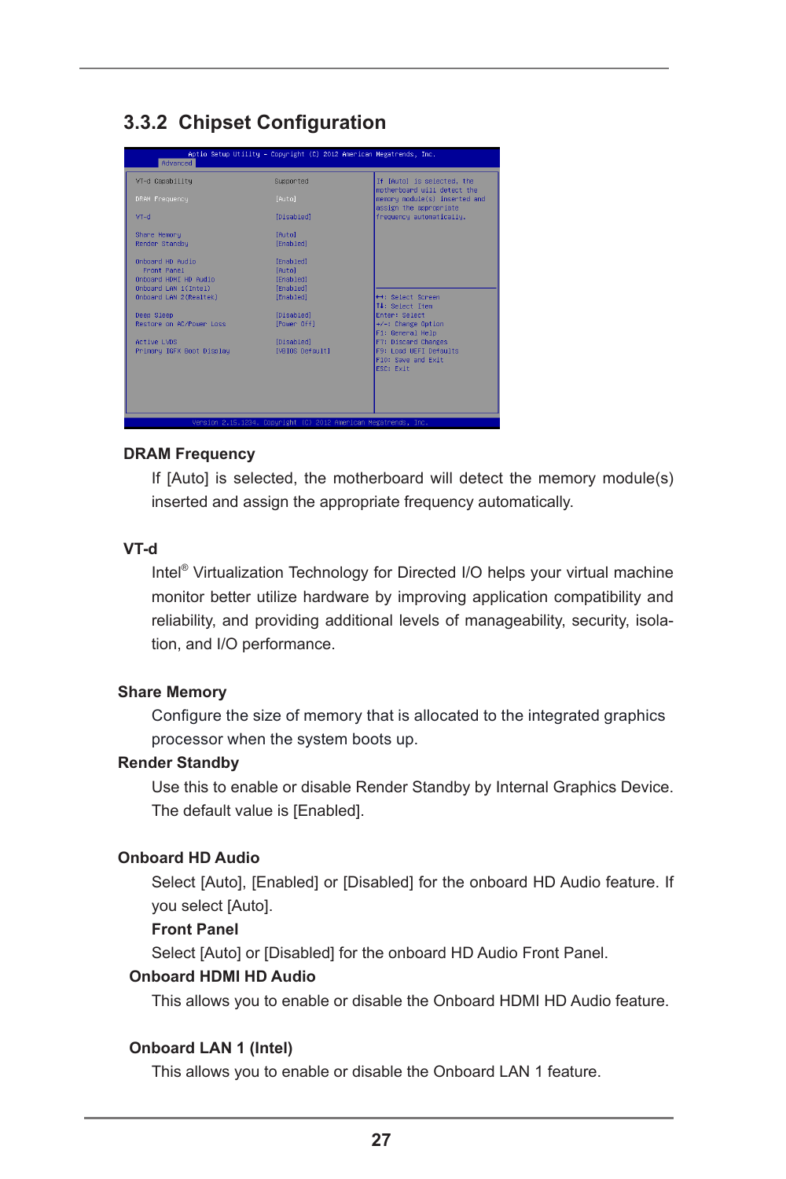## 3.3.2 Chipset Configuration

```
Aptio Setup Utility - Copyright (C) 2012 American Megatrends, Inc.
Advanced

VT-d Capability                  Supported         If [Auto] is selected, the
                                                   motherboard will detect the
DRAM Frequency                   [Auto]            memory module(s) inserted and
                                                   assign the appropriate
VT-d                             [Disabled]        frequency automatically.

Share Memory                     [Auto]
Render Standby                   [Enabled]

Onboard HD Audio                 [Enabled]
  Front Panel                    [Auto]
Onboard HDMI HD Audio            [Enabled]
Onboard LAN 1(Intel)             [Enabled]
Onboard LAN 2(Realtek)           [Enabled]         ↔: Select Screen
                                                   ↑↓: Select Item
Deep Sleep                       [Disabled]        Enter: Select
Restore on AC/Power Loss         [Power Off]       +/-: Change Option
                                                   F1: General Help
Active LVDS                      [Disabled]        F7: Discard Changes
Primary IGFX Boot Display        [VBIOS Default]   F9: Load UEFI Defaults
                                                   F10: Save and Exit
                                                   ESC: Exit

Version 2.15.1234. Copyright (C) 2012 American Megatrends, Inc.
```

**DRAM Frequency**

If [Auto] is selected, the motherboard will detect the memory module(s) inserted and assign the appropriate frequency automatically.

**VT-d**

Intel® Virtualization Technology for Directed I/O helps your virtual machine monitor better utilize hardware by improving application compatibility and reliability, and providing additional levels of manageability, security, isolation, and I/O performance.

**Share Memory**

Configure the size of memory that is allocated to the integrated graphics processor when the system boots up.

**Render Standby**

Use this to enable or disable Render Standby by Internal Graphics Device. The default value is [Enabled].

**Onboard HD Audio**

Select [Auto], [Enabled] or [Disabled] for the onboard HD Audio feature. If you select [Auto].

**Front Panel**

Select [Auto] or [Disabled] for the onboard HD Audio Front Panel.

**Onboard HDMI HD Audio**

This allows you to enable or disable the Onboard HDMI HD Audio feature.

**Onboard LAN 1 (Intel)**

This allows you to enable or disable the Onboard LAN 1 feature.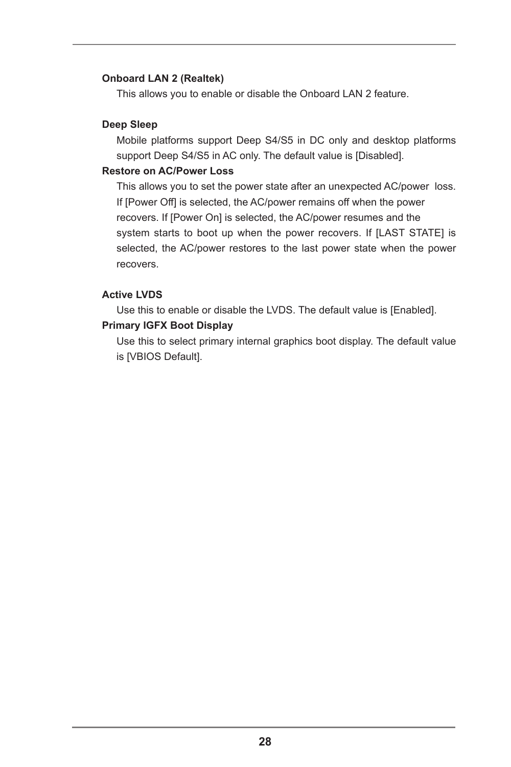**Onboard LAN 2 (Realtek)**

This allows you to enable or disable the Onboard LAN 2 feature.

**Deep Sleep**

Mobile platforms support Deep S4/S5 in DC only and desktop platforms support Deep S4/S5 in AC only. The default value is [Disabled].

**Restore on AC/Power Loss**

This allows you to set the power state after an unexpected AC/power loss. If [Power Off] is selected, the AC/power remains off when the power recovers. If [Power On] is selected, the AC/power resumes and the system starts to boot up when the power recovers. If [LAST STATE] is selected, the AC/power restores to the last power state when the power recovers.

**Active LVDS**

Use this to enable or disable the LVDS. The default value is [Enabled].

**Primary IGFX Boot Display**

Use this to select primary internal graphics boot display. The default value is [VBIOS Default].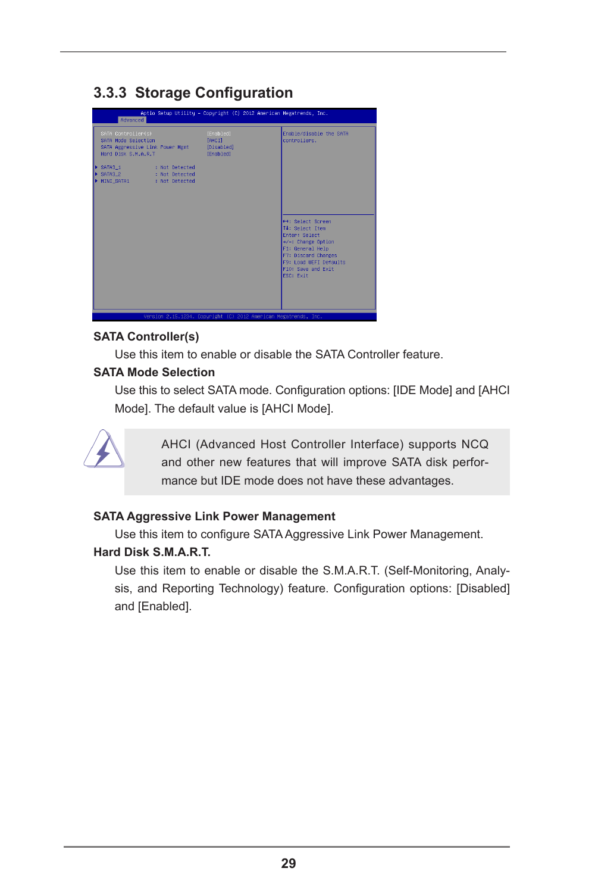### 3.3.3 Storage Configuration

```
Aptio Setup Utility - Copyright (C) 2012 American Megatrends, Inc.
Advanced

SATA Controller(s)                [Enabled]      Enable/disable the SATA
SATA Mode Selection               [AHCI]         controllers.
SATA Aggressive Link Power Mgmt   [Disabled]
Hard Disk S.M.A.R.T               [Enabled]

▶ SATA3_1          : Not Detected
▶ SATA3_2          : Not Detected
▶ MINI_SATA1       : Not Detected

                                                 ←→: Select Screen
                                                 ↑↓: Select Item
                                                 Enter: Select
                                                 +/-: Change Option
                                                 F1: General Help
                                                 F7: Discard Changes
                                                 F9: Load UEFI Defaults
                                                 F10: Save and Exit
                                                 ESC: Exit

Version 2.15.1234. Copyright (C) 2012 American Megatrends, Inc.
```

**SATA Controller(s)**

Use this item to enable or disable the SATA Controller feature.

**SATA Mode Selection**

Use this to select SATA mode. Configuration options: [IDE Mode] and [AHCI Mode]. The default value is [AHCI Mode].

> AHCI (Advanced Host Controller Interface) supports NCQ and other new features that will improve SATA disk performance but IDE mode does not have these advantages.

**SATA Aggressive Link Power Management**

Use this item to configure SATA Aggressive Link Power Management.

**Hard Disk S.M.A.R.T.**

Use this item to enable or disable the S.M.A.R.T. (Self-Monitoring, Analysis, and Reporting Technology) feature. Configuration options: [Disabled] and [Enabled].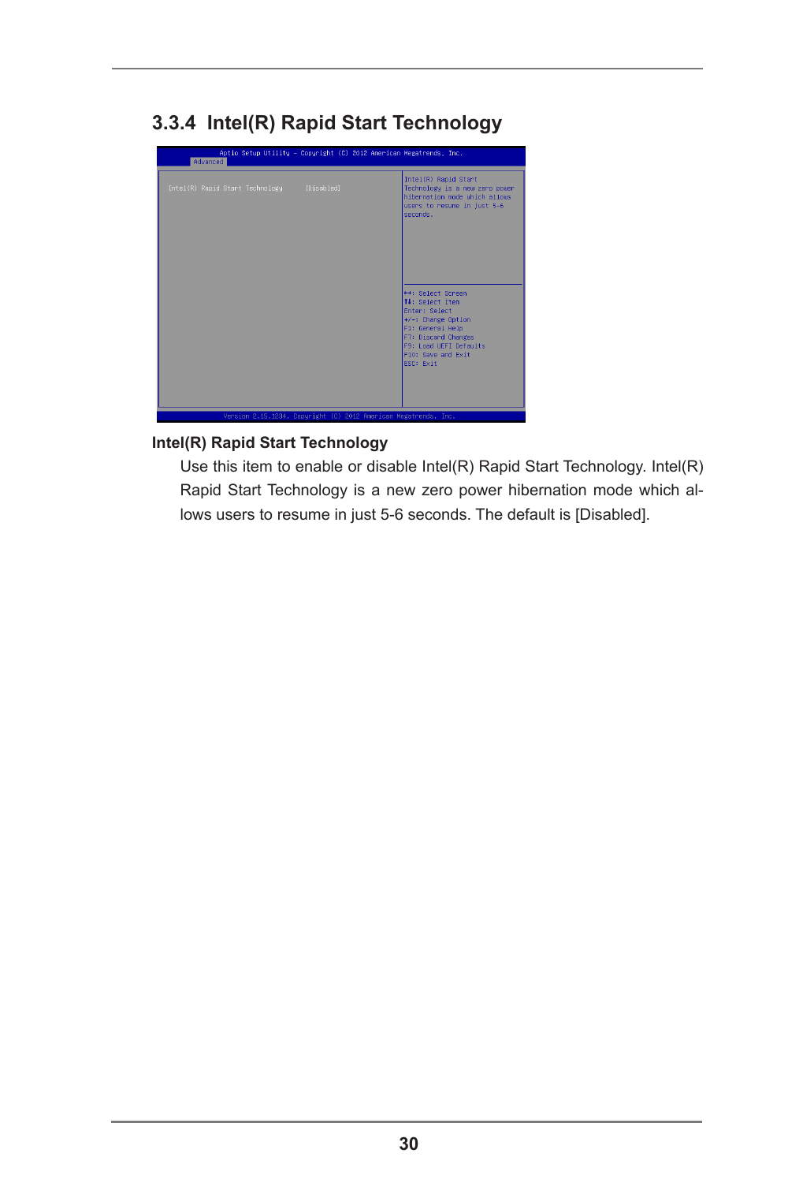## 3.3.4 Intel(R) Rapid Start Technology

**Intel(R) Rapid Start Technology**

Use this item to enable or disable Intel(R) Rapid Start Technology. Intel(R) Rapid Start Technology is a new zero power hibernation mode which allows users to resume in just 5-6 seconds. The default is [Disabled].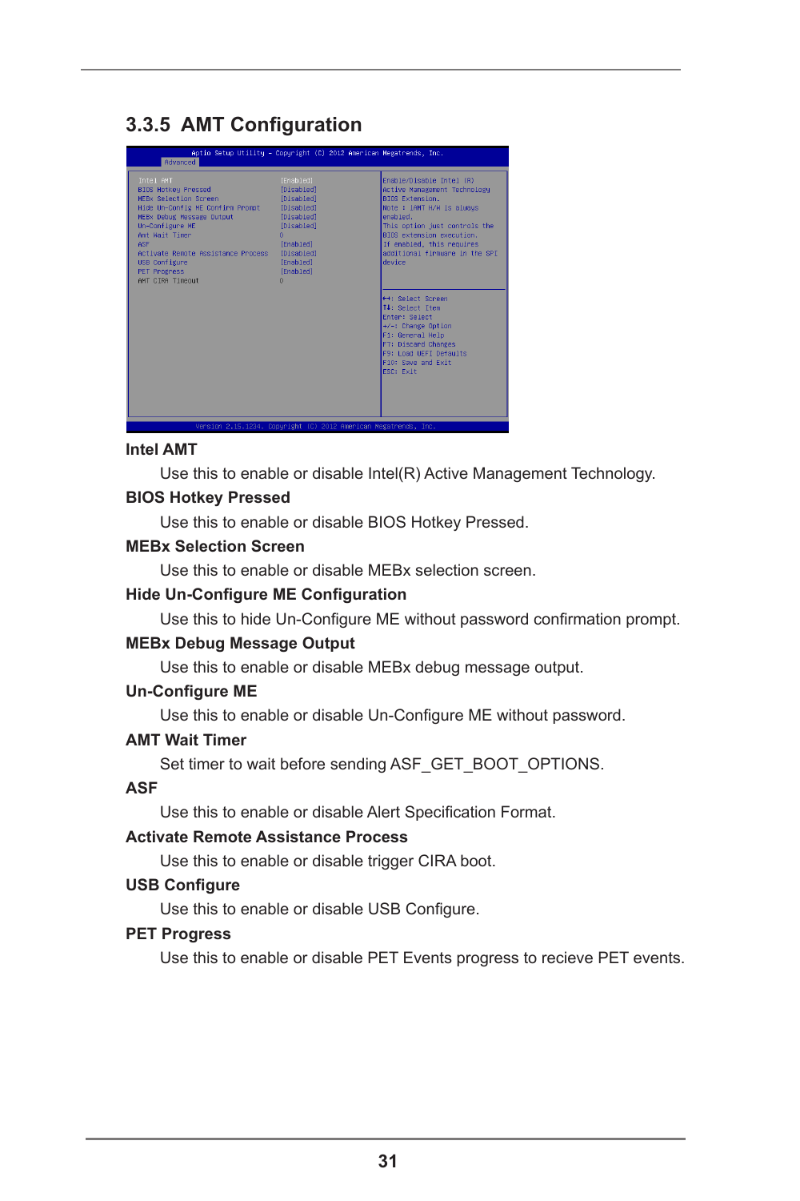## 3.3.5 AMT Configuration

```
            Aptio Setup Utility - Copyright (C) 2012 American Megatrends, Inc.
   Advanced
 Intel AMT                          [Enabled]    Enable/Disable Intel (R)
 BIOS Hotkey Pressed                [Disabled]   Active Management Technology
 MEBx Selection Screen              [Disabled]   BIOS Extension.
 Hide Un-Config ME Confirm Prompt   [Disabled]   Note : iAMT H/W is always
 MEBx Debug Message Output          [Disabled]   enabled.
 Un-Configure ME                    [Disabled]   This option just controls the
 Amt Wait Timer                     0            BIOS extension execution.
 ASF                                [Enabled]    If enabled, this requires
 Activate Remote Assistance Process [Disabled]   additional firmware in the SPI
 USB Configure                      [Enabled]    device
 PET Progress                       [Enabled]
 AMT CIRA Timeout                   0
                                                 ↔: Select Screen
                                                 ↑↓: Select Item
                                                 Enter: Select
                                                 +/-: Change Option
                                                 F1: General Help
                                                 F7: Discard Changes
                                                 F9: Load UEFI Defaults
                                                 F10: Save and Exit
                                                 ESC: Exit
          Version 2.15.1234. Copyright (C) 2012 American Megatrends, Inc.
```

**Intel AMT**

Use this to enable or disable Intel(R) Active Management Technology.

**BIOS Hotkey Pressed**

Use this to enable or disable BIOS Hotkey Pressed.

**MEBx Selection Screen**

Use this to enable or disable MEBx selection screen.

**Hide Un-Configure ME Configuration**

Use this to hide Un-Configure ME without password confirmation prompt.

**MEBx Debug Message Output**

Use this to enable or disable MEBx debug message output.

**Un-Configure ME**

Use this to enable or disable Un-Configure ME without password.

**AMT Wait Timer**

Set timer to wait before sending ASF_GET_BOOT_OPTIONS.

**ASF**

Use this to enable or disable Alert Specification Format.

**Activate Remote Assistance Process**

Use this to enable or disable trigger CIRA boot.

**USB Configure**

Use this to enable or disable USB Configure.

**PET Progress**

Use this to enable or disable PET Events progress to recieve PET events.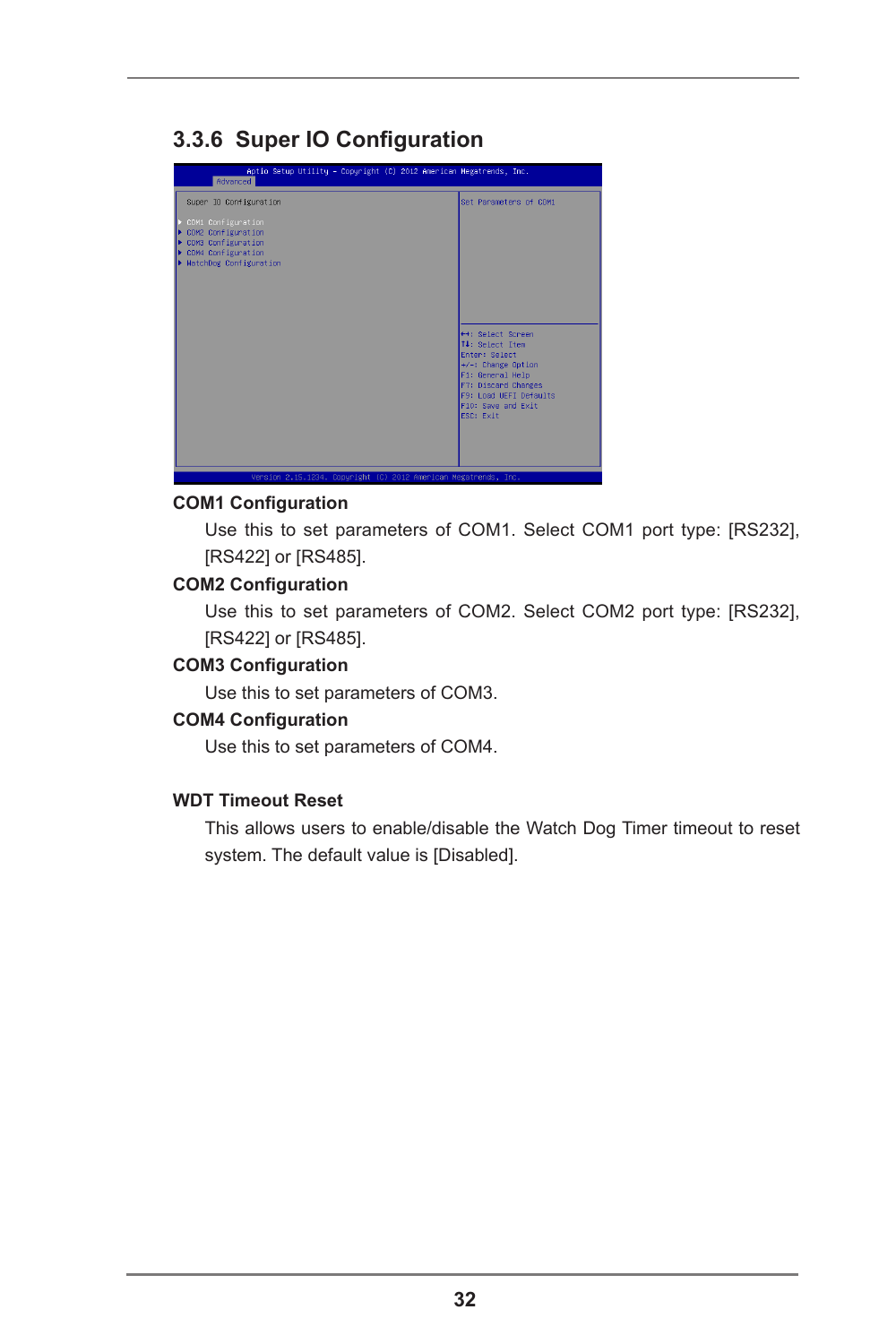## 3.3.6 Super IO Configuration

```
Aptio Setup Utility - Copyright (C) 2012 American Megatrends, Inc.
Advanced

Super IO Configuration                         Set Parameters of COM1

▶ COM1 Configuration
▶ COM2 Configuration
▶ COM3 Configuration
▶ COM4 Configuration
▶ WatchDog Configuration
                                               ←→: Select Screen
                                               ↑↓: Select Item
                                               Enter: Select
                                               +/-: Change Option
                                               F1: General Help
                                               F7: Discard Changes
                                               F9: Load UEFI Defaults
                                               F10: Save and Exit
                                               ESC: Exit

Version 2.15.1234. Copyright (C) 2012 American Megatrends, Inc.
```

**COM1 Configuration**

Use this to set parameters of COM1. Select COM1 port type: [RS232], [RS422] or [RS485].

**COM2 Configuration**

Use this to set parameters of COM2. Select COM2 port type: [RS232], [RS422] or [RS485].

**COM3 Configuration**

Use this to set parameters of COM3.

**COM4 Configuration**

Use this to set parameters of COM4.

**WDT Timeout Reset**

This allows users to enable/disable the Watch Dog Timer timeout to reset system. The default value is [Disabled].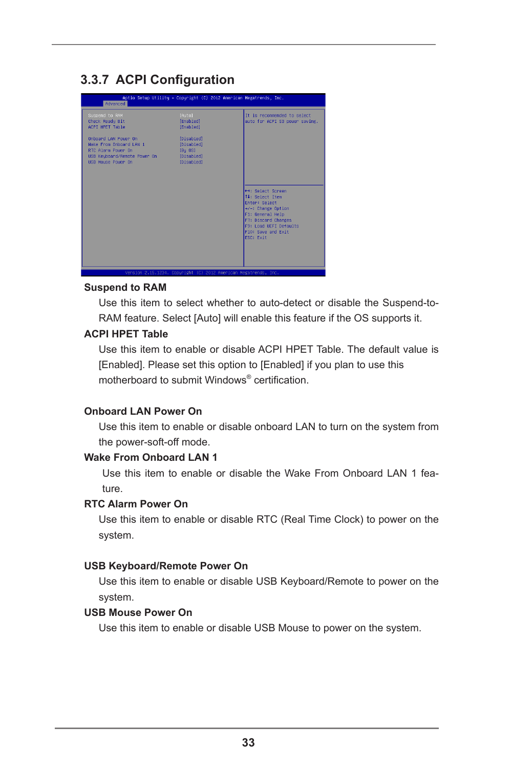## 3.3.7 ACPI Configuration

```
Aptio Setup Utility - Copyright (C) 2012 American Megatrends, Inc.
Advanced

Suspend to RAM                    [Auto]        It is recommended to select
Check Ready Bit                   [Enabled]     auto for ACPI S3 power saving.
ACPI HPET Table                   [Enabled]

Onboard LAN Power On              [Disabled]
Wake From Onboard LAN 1           [Disabled]
RTC Alarm Power On                [By OS]
USB Keyboard/Remote Power On      [Disabled]
USB Mouse Power On                [Disabled]
                                                ↔: Select Screen
                                                ↑↓: Select Item
                                                Enter: Select
                                                +/-: Change Option
                                                F1: General Help
                                                F7: Discard Changes
                                                F9: Load UEFI Defaults
                                                F10: Save and Exit
                                                ESC: Exit

Version 2.15.1234. Copyright (C) 2012 American Megatrends, Inc.
```

**Suspend to RAM**

Use this item to select whether to auto-detect or disable the Suspend-to-RAM feature. Select [Auto] will enable this feature if the OS supports it.

**ACPI HPET Table**

Use this item to enable or disable ACPI HPET Table. The default value is [Enabled]. Please set this option to [Enabled] if you plan to use this motherboard to submit Windows® certification.

**Onboard LAN Power On**

Use this item to enable or disable onboard LAN to turn on the system from the power-soft-off mode.

**Wake From Onboard LAN 1**

Use this item to enable or disable the Wake From Onboard LAN 1 feature.

**RTC Alarm Power On**

Use this item to enable or disable RTC (Real Time Clock) to power on the system.

**USB Keyboard/Remote Power On**

Use this item to enable or disable USB Keyboard/Remote to power on the system.

**USB Mouse Power On**

Use this item to enable or disable USB Mouse to power on the system.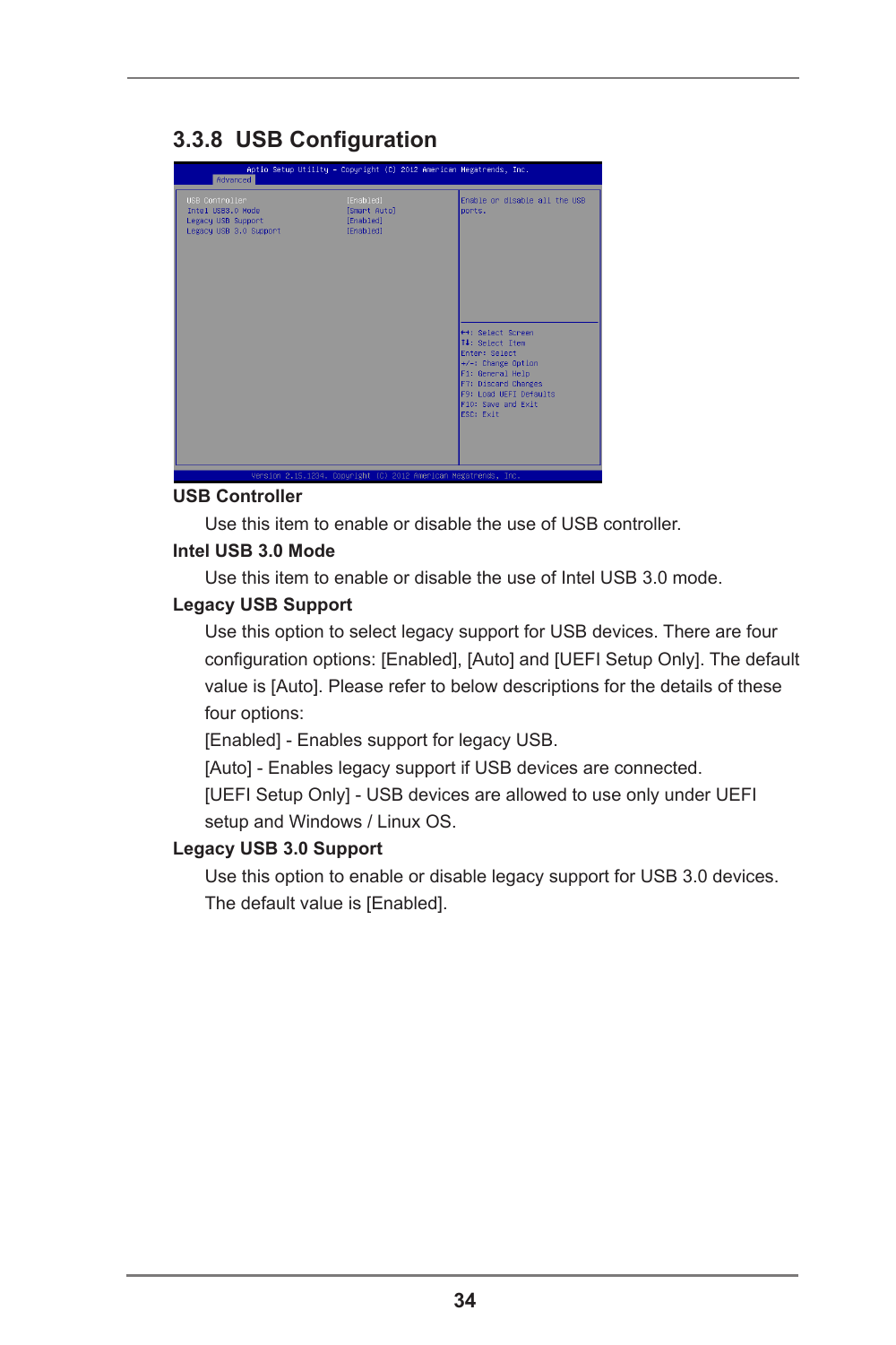## 3.3.8 USB Configuration

```
Aptio Setup Utility - Copyright (C) 2012 American Megatrends, Inc.
Advanced

USB Controller                  [Enabled]          Enable or disable all the USB
Intel USB3.0 Mode               [Smart Auto]       ports.
Legacy USB Support              [Enabled]
Legacy USB 3.0 Support          [Enabled]

                                                   ↔: Select Screen
                                                   ↑↓: Select Item
                                                   Enter: Select
                                                   +/-: Change Option
                                                   F1: General Help
                                                   F7: Discard Changes
                                                   F9: Load UEFI Defaults
                                                   F10: Save and Exit
                                                   ESC: Exit

Version 2.15.1234. Copyright (C) 2012 American Megatrends, Inc.
```

**USB Controller**

Use this item to enable or disable the use of USB controller.

**Intel USB 3.0 Mode**

Use this item to enable or disable the use of Intel USB 3.0 mode.

**Legacy USB Support**

Use this option to select legacy support for USB devices. There are four configuration options: [Enabled], [Auto] and [UEFI Setup Only]. The default value is [Auto]. Please refer to below descriptions for the details of these four options:

[Enabled] - Enables support for legacy USB.

[Auto] - Enables legacy support if USB devices are connected.

[UEFI Setup Only] - USB devices are allowed to use only under UEFI setup and Windows / Linux OS.

**Legacy USB 3.0 Support**

Use this option to enable or disable legacy support for USB 3.0 devices. The default value is [Enabled].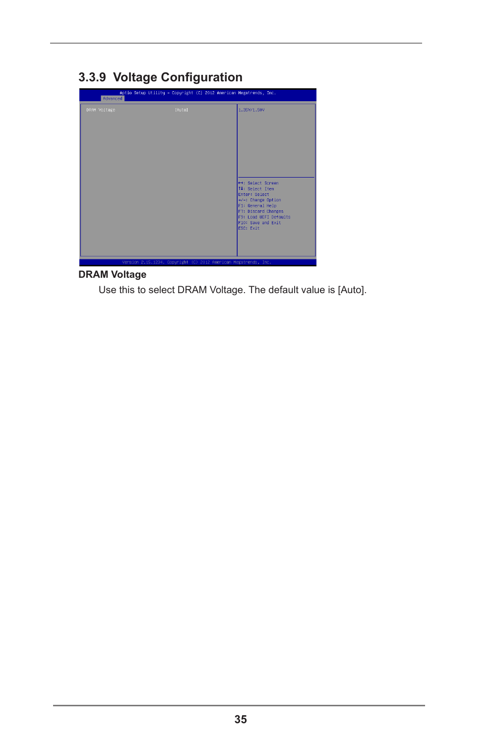## 3.3.9 Voltage Configuration

```
Aptio Setup Utility - Copyright (C) 2012 American Megatrends, Inc.
Advanced

DRAM Voltage                    [Auto]          1.35V/1.50V

                                                ↔: Select Screen
                                                ↑↓: Select Item
                                                Enter: Select
                                                +/-: Change Option
                                                F1: General Help
                                                F7: Discard Changes
                                                F9: Load UEFI Defaults
                                                F10: Save and Exit
                                                ESC: Exit

Version 2.15.1234. Copyright (C) 2012 American Megatrends, Inc.
```

**DRAM Voltage**

Use this to select DRAM Voltage. The default value is [Auto].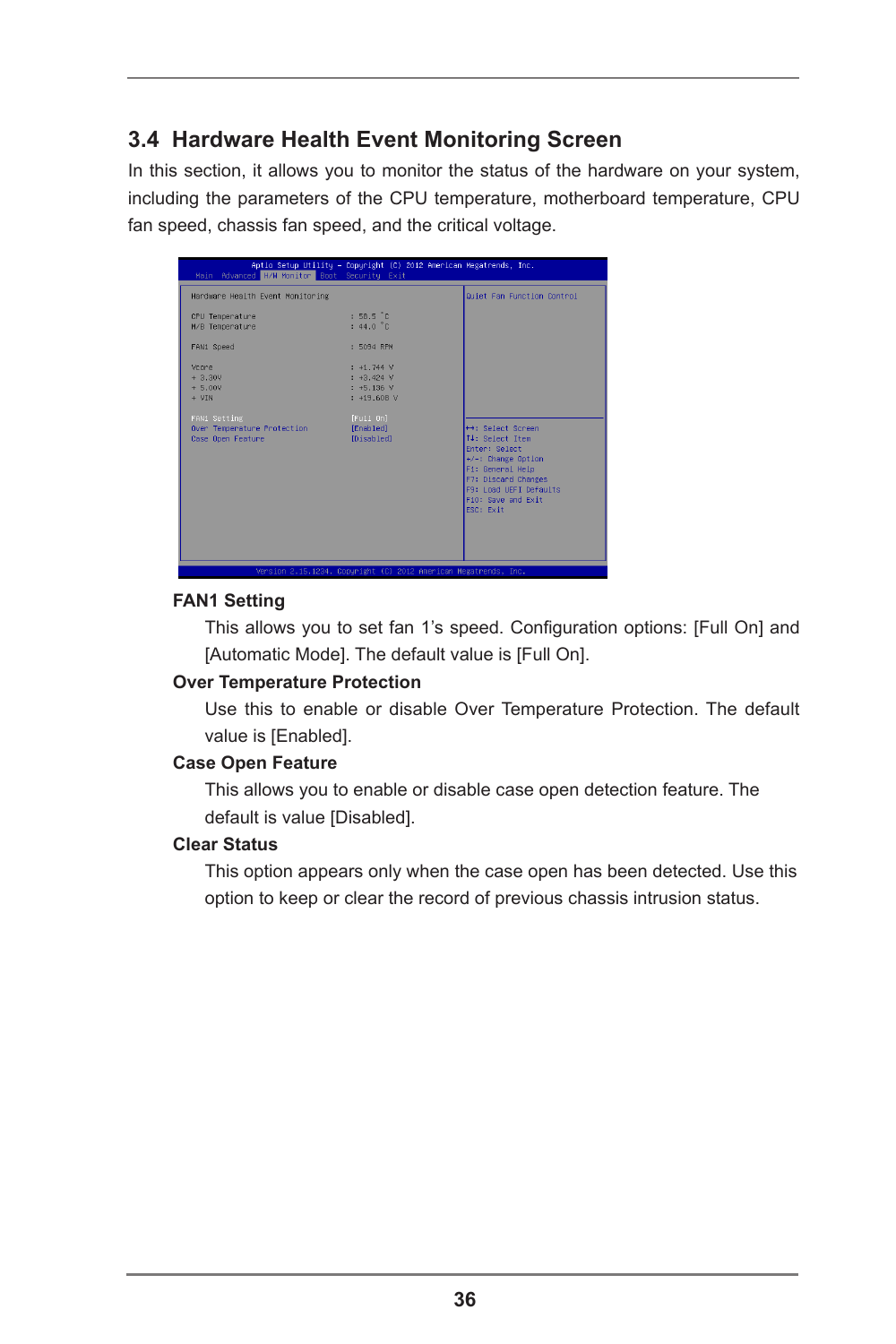## 3.4 Hardware Health Event Monitoring Screen

In this section, it allows you to monitor the status of the hardware on your system, including the parameters of the CPU temperature, motherboard temperature, CPU fan speed, chassis fan speed, and the critical voltage.

```
                Aptio Setup Utility - Copyright (C) 2012 American Megatrends, Inc.
  Main  Advanced  H/W Monitor  Boot  Security  Exit

Hardware Health Event Monitoring                        Quiet Fan Function Control

CPU Temperature                    : 58.5 °C
M/B Temperature                    : 44.0 °C

FAN1 Speed                         : 5094 RPM

Vcore                              : +1.744 V
+ 3.30V                            : +3.424 V
+ 5.00V                            : +5.136 V
+ VIN                              : +19.608 V

FAN1 Setting                       [Full On]            ++: Select Screen
Over Temperature Protection        [Enabled]            ↑↓: Select Item
Case Open Feature                  [Disabled]           Enter: Select
                                                        +/-: Change Option
                                                        F1: General Help
                                                        F7: Discard Changes
                                                        F9: Load UEFI Defaults
                                                        F10: Save and Exit
                                                        ESC: Exit

           Version 2.15.1234. Copyright (C) 2012 American Megatrends, Inc.
```

**FAN1 Setting**

This allows you to set fan 1's speed. Configuration options: [Full On] and [Automatic Mode]. The default value is [Full On].

**Over Temperature Protection**

Use this to enable or disable Over Temperature Protection. The default value is [Enabled].

**Case Open Feature**

This allows you to enable or disable case open detection feature. The default is value [Disabled].

**Clear Status**

This option appears only when the case open has been detected. Use this option to keep or clear the record of previous chassis intrusion status.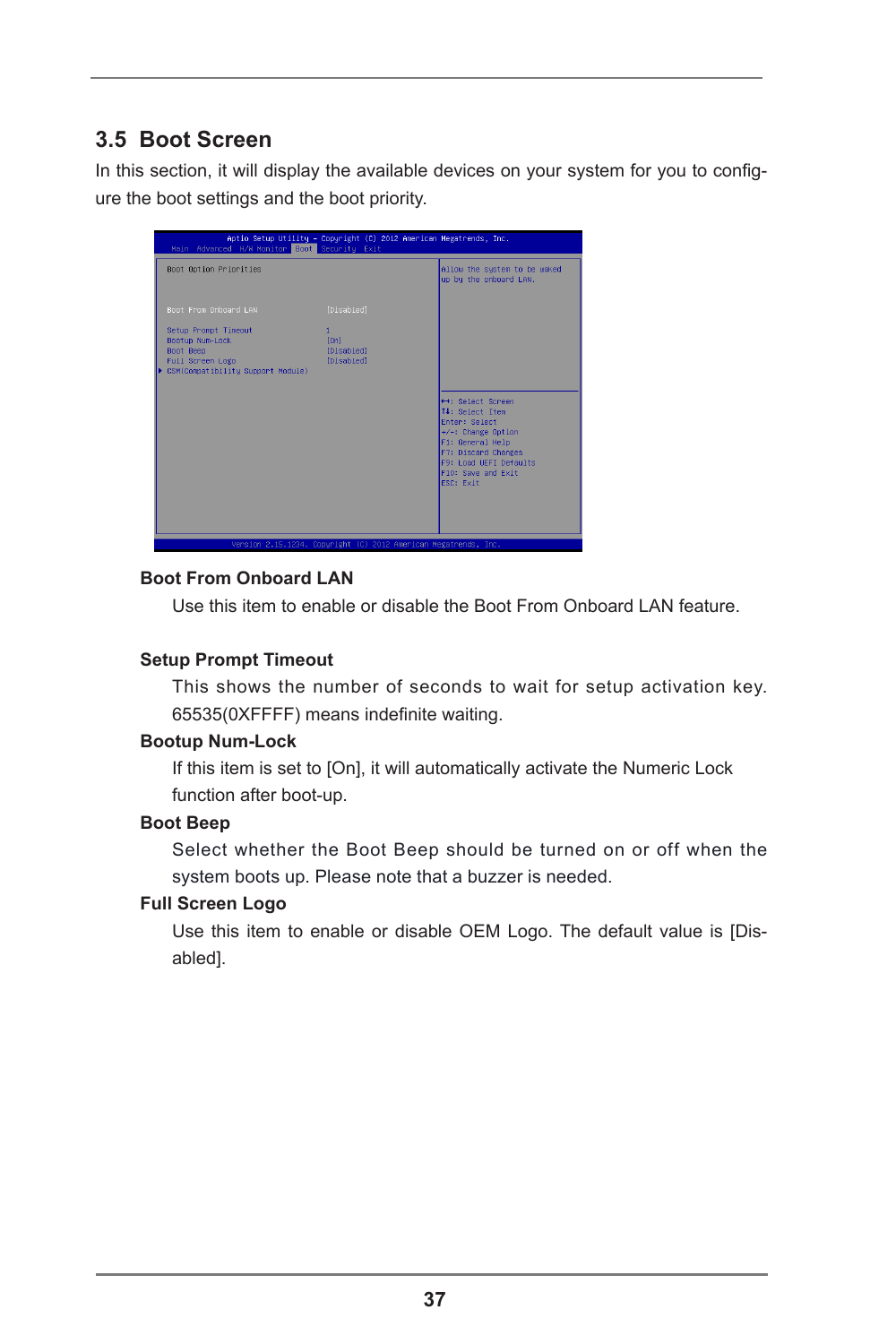## 3.5 Boot Screen

In this section, it will display the available devices on your system for you to configure the boot settings and the boot priority.

```
            Aptio Setup Utility - Copyright (C) 2012 American Megatrends, Inc.
   Main  Advanced  H/W Monitor  Boot  Security  Exit

 Boot Option Priorities                          Allow the system to be waked
                                                 up by the onboard LAN.

 Boot From Onboard LAN          [Disabled]

 Setup Prompt Timeout           1
 Bootup Num-Lock                [On]
 Boot Beep                      [Disabled]
 Full Screen Logo               [Disabled]
▶ CSM(Compatibility Support Module)
                                                 ↔: Select Screen
                                                 ↑↓: Select Item
                                                 Enter: Select
                                                 +/-: Change Option
                                                 F1: General Help
                                                 F7: Discard Changes
                                                 F9: Load UEFI Defaults
                                                 F10: Save and Exit
                                                 ESC: Exit

        Version 2.15.1234. Copyright (C) 2012 American Megatrends, Inc.
```

**Boot From Onboard LAN**

Use this item to enable or disable the Boot From Onboard LAN feature.

**Setup Prompt Timeout**

This shows the number of seconds to wait for setup activation key. 65535(0XFFFF) means indefinite waiting.

**Bootup Num-Lock**

If this item is set to [On], it will automatically activate the Numeric Lock function after boot-up.

**Boot Beep**

Select whether the Boot Beep should be turned on or off when the system boots up. Please note that a buzzer is needed.

**Full Screen Logo**

Use this item to enable or disable OEM Logo. The default value is [Disabled].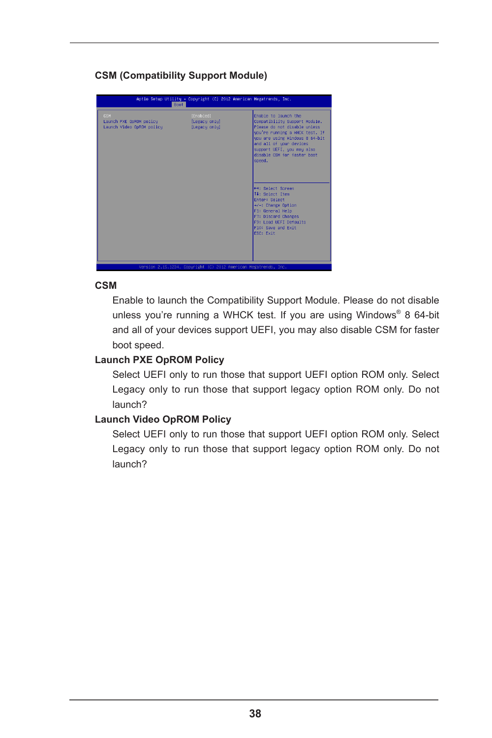## CSM (Compatibility Support Module)

**CSM**

Enable to launch the Compatibility Support Module. Please do not disable unless you're running a WHCK test. If you are using Windows® 8 64-bit and all of your devices support UEFI, you may also disable CSM for faster boot speed.

**Launch PXE OpROM Policy**

Select UEFI only to run those that support UEFI option ROM only. Select Legacy only to run those that support legacy option ROM only. Do not launch?

**Launch Video OpROM Policy**

Select UEFI only to run those that support UEFI option ROM only. Select Legacy only to run those that support legacy option ROM only. Do not launch?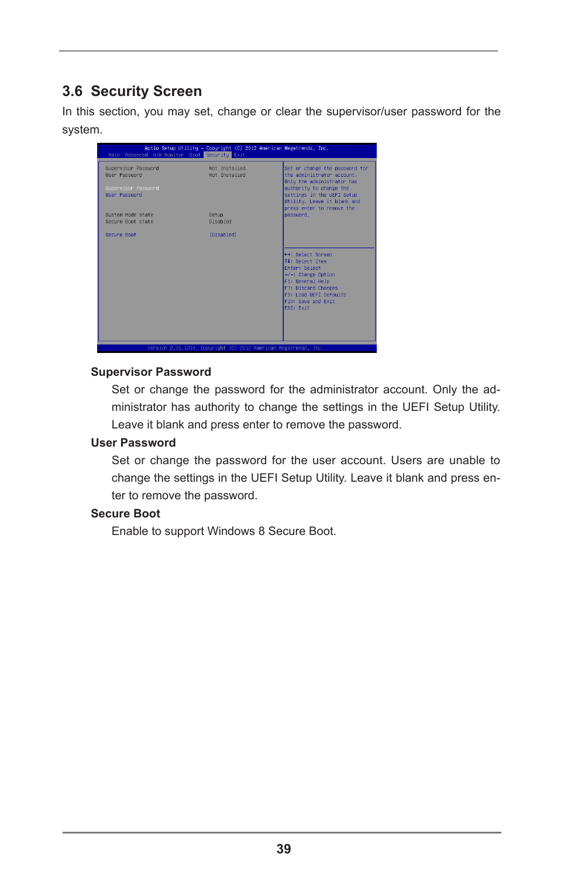## 3.6 Security Screen

In this section, you may set, change or clear the supervisor/user password for the system.

```
Aptio Setup Utility - Copyright (C) 2012 American Megatrends, Inc.
Main  Advanced  H/W Monitor  Boot  Security  Exit

Supervisor Password          Not Installed      Set or change the password for
User Password                Not Installed      the administrator account.
                                                Only the administrator has
Supervisor Password                             authority to change the
User Password                                   settings in the UEFI Setup
                                                Utility. Leave it blank and
                                                press enter to remove the
System Mode state            Setup              password.
Secure Boot state            Disabled

Secure Boot                  [Disabled]

                                                ↔: Select Screen
                                                ↑↓: Select Item
                                                Enter: Select
                                                +/-: Change Option
                                                F1: General Help
                                                F7: Discard Changes
                                                F9: Load UEFI Defaults
                                                F10: Save and Exit
                                                ESC: Exit

Version 2.15.1234. Copyright (C) 2012 American Megatrends, Inc.
```

**Supervisor Password**

Set or change the password for the administrator account. Only the administrator has authority to change the settings in the UEFI Setup Utility. Leave it blank and press enter to remove the password.

**User Password**

Set or change the password for the user account. Users are unable to change the settings in the UEFI Setup Utility. Leave it blank and press enter to remove the password.

**Secure Boot**

Enable to support Windows 8 Secure Boot.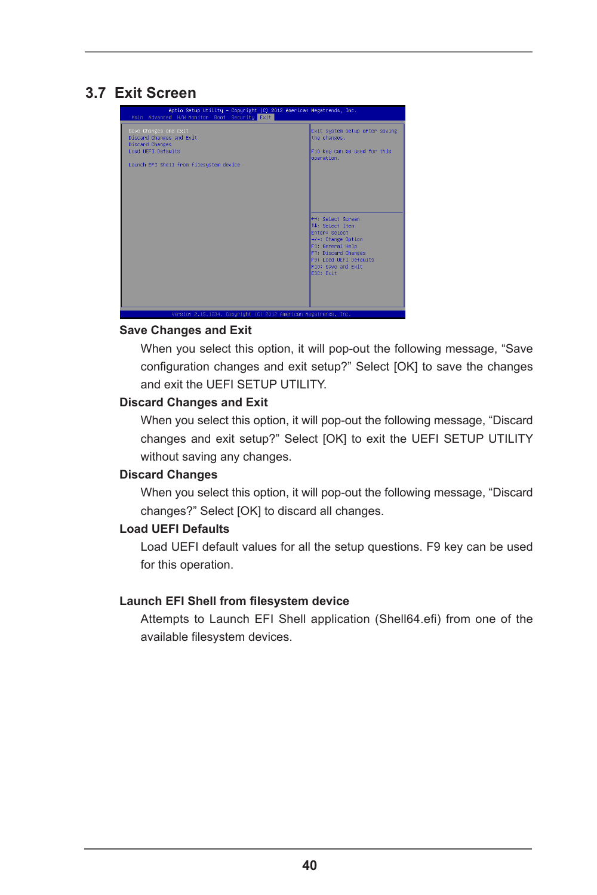## 3.7 Exit Screen

**Save Changes and Exit**

When you select this option, it will pop-out the following message, “Save configuration changes and exit setup?” Select [OK] to save the changes and exit the UEFI SETUP UTILITY.

**Discard Changes and Exit**

When you select this option, it will pop-out the following message, “Discard changes and exit setup?” Select [OK] to exit the UEFI SETUP UTILITY without saving any changes.

**Discard Changes**

When you select this option, it will pop-out the following message, “Discard changes?” Select [OK] to discard all changes.

**Load UEFI Defaults**

Load UEFI default values for all the setup questions. F9 key can be used for this operation.

**Launch EFI Shell from filesystem device**

Attempts to Launch EFI Shell application (Shell64.efi) from one of the available filesystem devices.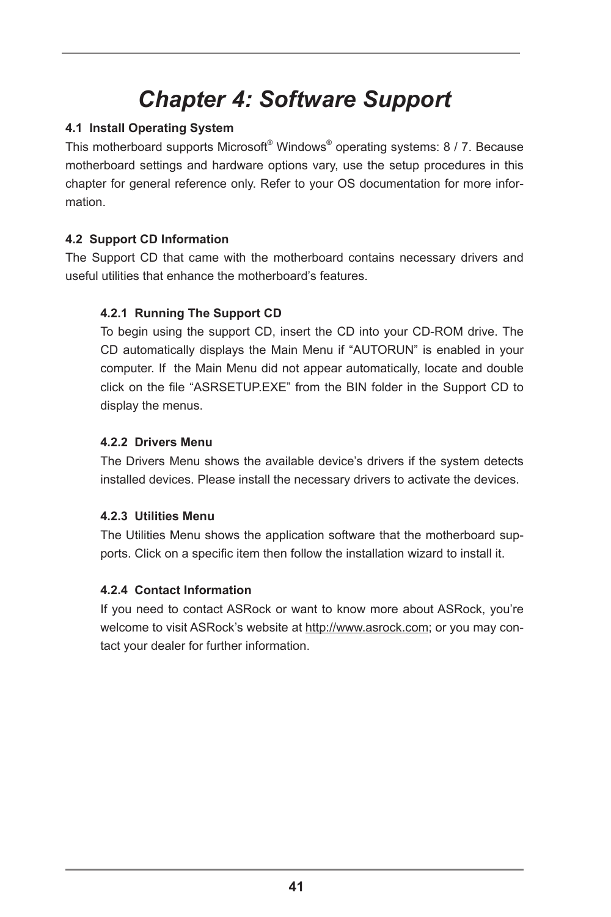# *Chapter 4: Software Support*

## 4.1 Install Operating System

This motherboard supports Microsoft® Windows® operating systems: 8 / 7. Because motherboard settings and hardware options vary, use the setup procedures in this chapter for general reference only. Refer to your OS documentation for more information.

## 4.2 Support CD Information

The Support CD that came with the motherboard contains necessary drivers and useful utilities that enhance the motherboard's features.

### 4.2.1 Running The Support CD

To begin using the support CD, insert the CD into your CD-ROM drive. The CD automatically displays the Main Menu if "AUTORUN" is enabled in your computer. If the Main Menu did not appear automatically, locate and double click on the file "ASRSETUP.EXE" from the BIN folder in the Support CD to display the menus.

### 4.2.2 Drivers Menu

The Drivers Menu shows the available device's drivers if the system detects installed devices. Please install the necessary drivers to activate the devices.

### 4.2.3 Utilities Menu

The Utilities Menu shows the application software that the motherboard supports. Click on a specific item then follow the installation wizard to install it.

### 4.2.4 Contact Information

If you need to contact ASRock or want to know more about ASRock, you're welcome to visit ASRock's website at http://www.asrock.com; or you may contact your dealer for further information.